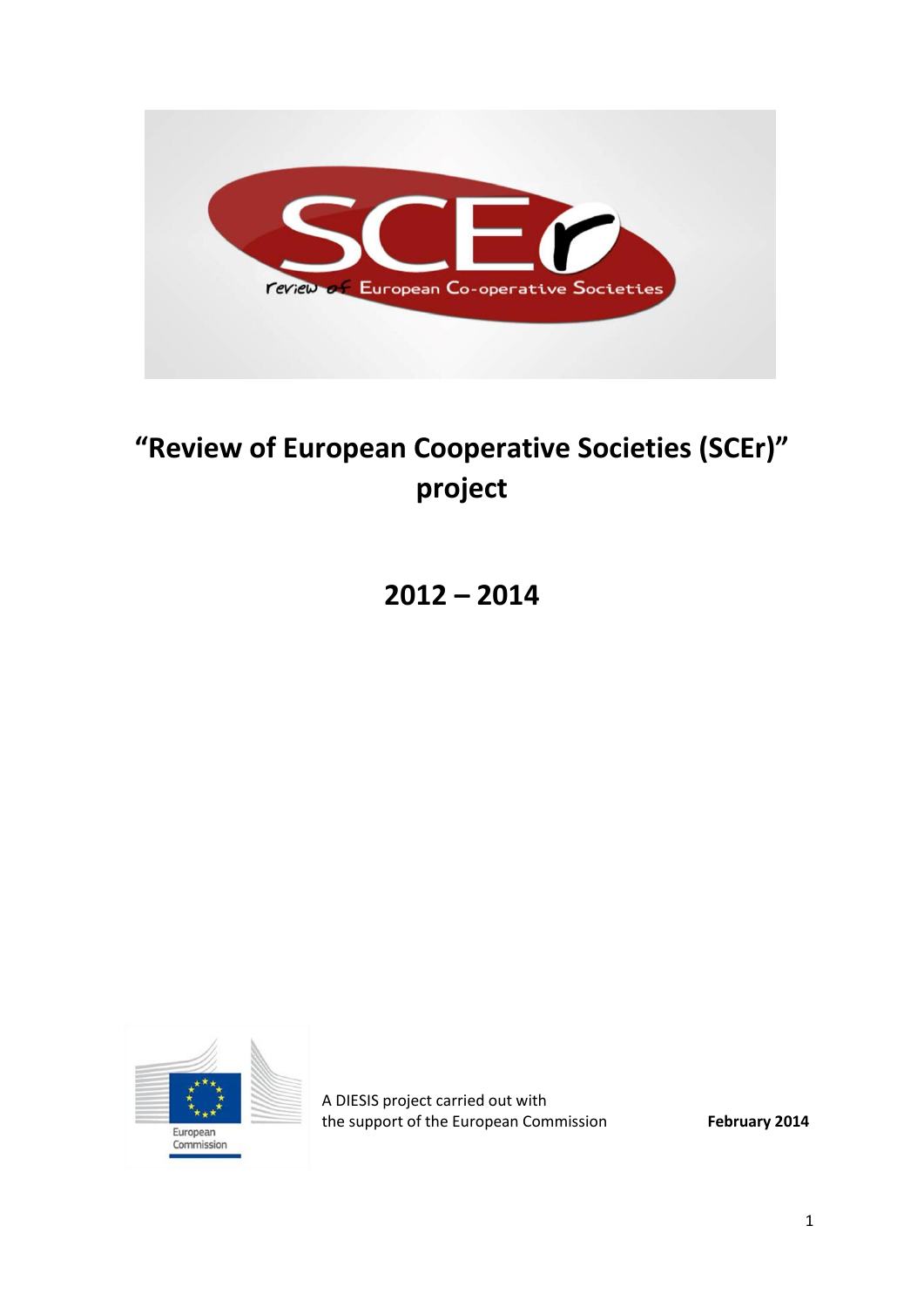# “Review of European Cooperative Societies (SCEr)” project

# 2012 – 2014

A DIESIS project carried out with the support of the European Commission

**February 2014**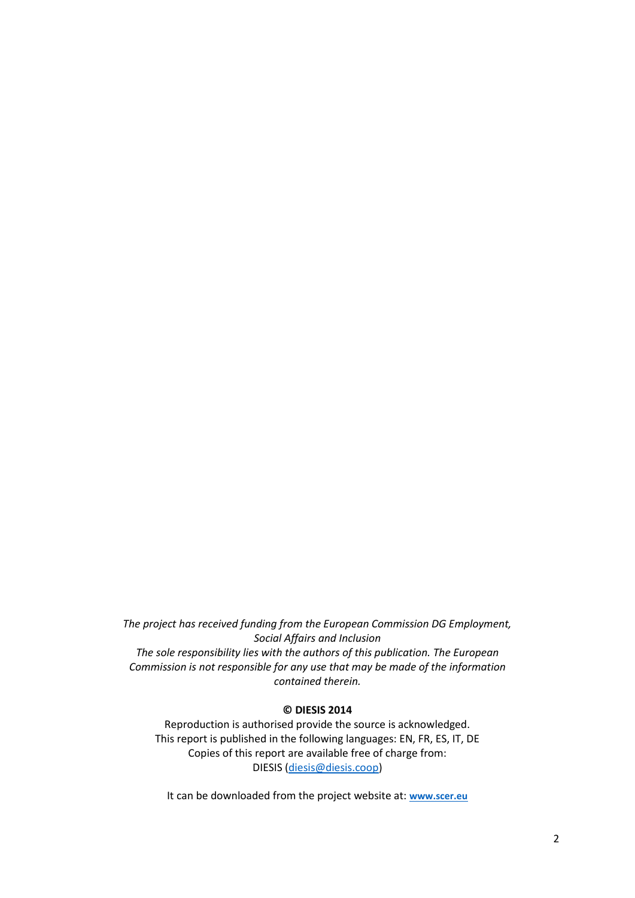*The project has received funding from the European Commission DG Employment, Social Affairs and Inclusion*
*The sole responsibility lies with the authors of this publication. The European Commission is not responsible for any use that may be made of the information contained therein.*

**© DIESIS 2014**

Reproduction is authorised provide the source is acknowledged.
This report is published in the following languages: EN, FR, ES, IT, DE
Copies of this report are available free of charge from:
DIESIS (diesis@diesis.coop)

It can be downloaded from the project website at: **www.scer.eu**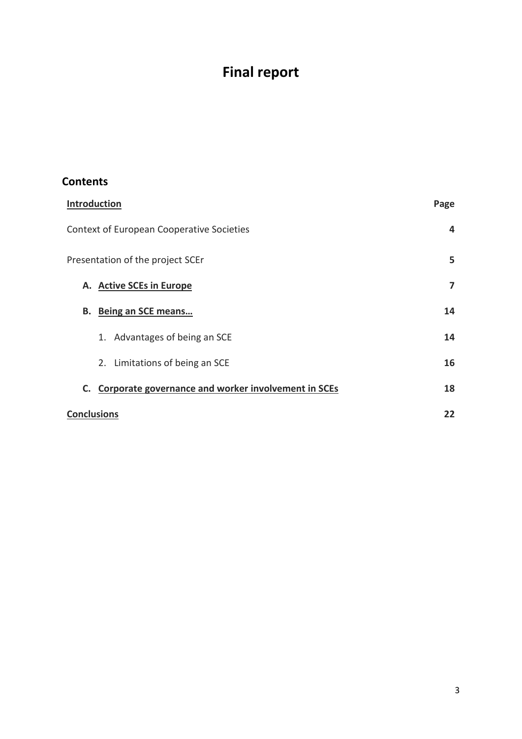# Final report

## Contents

| Introduction | Page |
| --- | --- |
| Context of European Cooperative Societies | 4 |
| Presentation of the project SCEr | 5 |
| A. Active SCEs in Europe | 7 |
| B. Being an SCE means… | 14 |
| 1. Advantages of being an SCE | 14 |
| 2. Limitations of being an SCE | 16 |
| C. Corporate governance and worker involvement in SCEs | 18 |
| Conclusions | 22 |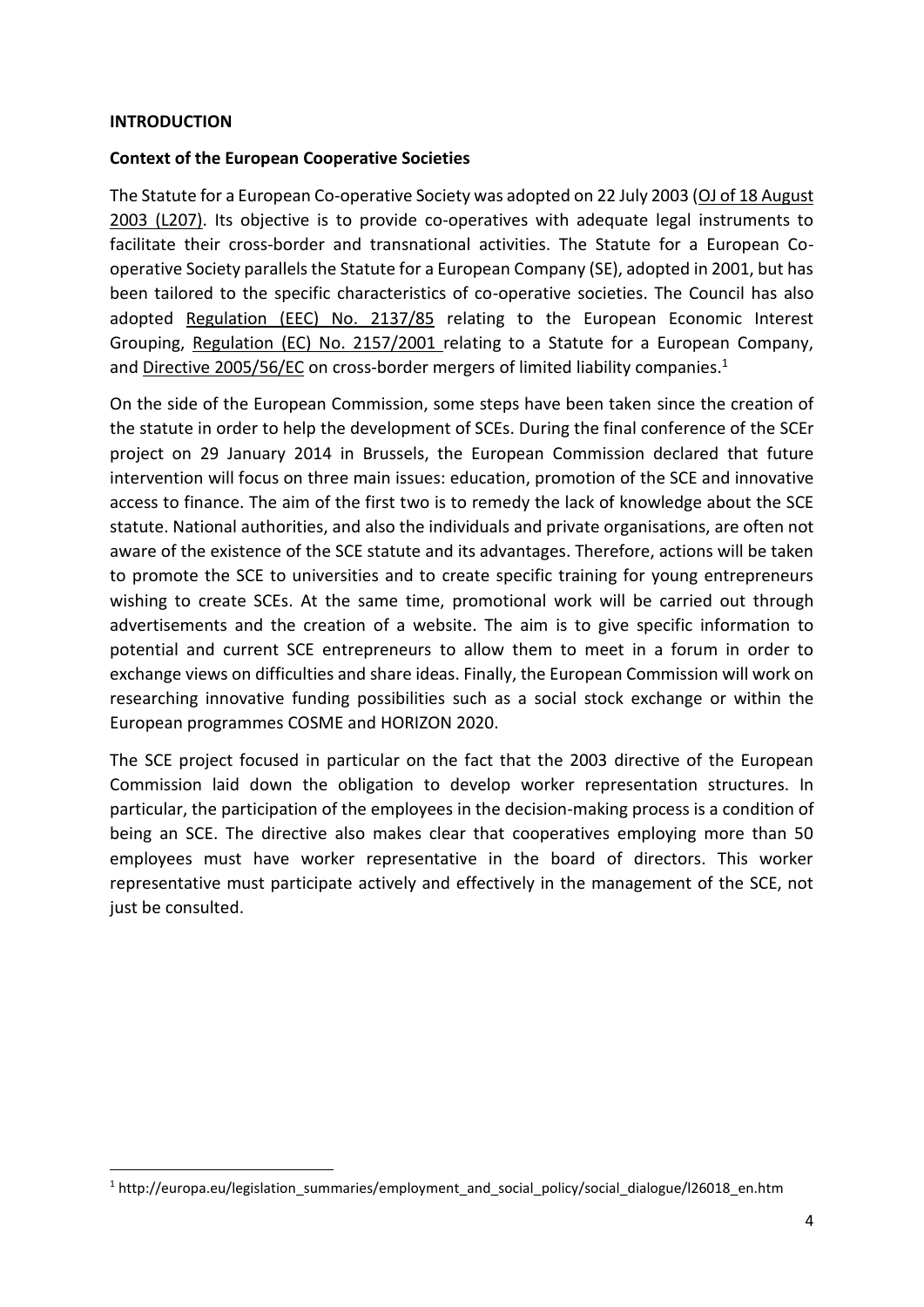**INTRODUCTION**

**Context of the European Cooperative Societies**

The Statute for a European Co-operative Society was adopted on 22 July 2003 (OJ of 18 August 2003 (L207). Its objective is to provide co-operatives with adequate legal instruments to facilitate their cross-border and transnational activities. The Statute for a European Co-operative Society parallels the Statute for a European Company (SE), adopted in 2001, but has been tailored to the specific characteristics of co-operative societies. The Council has also adopted Regulation (EEC) No. 2137/85 relating to the European Economic Interest Grouping, Regulation (EC) No. 2157/2001 relating to a Statute for a European Company, and Directive 2005/56/EC on cross-border mergers of limited liability companies.[1]

On the side of the European Commission, some steps have been taken since the creation of the statute in order to help the development of SCEs. During the final conference of the SCEr project on 29 January 2014 in Brussels, the European Commission declared that future intervention will focus on three main issues: education, promotion of the SCE and innovative access to finance. The aim of the first two is to remedy the lack of knowledge about the SCE statute. National authorities, and also the individuals and private organisations, are often not aware of the existence of the SCE statute and its advantages. Therefore, actions will be taken to promote the SCE to universities and to create specific training for young entrepreneurs wishing to create SCEs. At the same time, promotional work will be carried out through advertisements and the creation of a website. The aim is to give specific information to potential and current SCE entrepreneurs to allow them to meet in a forum in order to exchange views on difficulties and share ideas. Finally, the European Commission will work on researching innovative funding possibilities such as a social stock exchange or within the European programmes COSME and HORIZON 2020.

The SCE project focused in particular on the fact that the 2003 directive of the European Commission laid down the obligation to develop worker representation structures. In particular, the participation of the employees in the decision-making process is a condition of being an SCE. The directive also makes clear that cooperatives employing more than 50 employees must have worker representative in the board of directors. This worker representative must participate actively and effectively in the management of the SCE, not just be consulted.

[1] http://europa.eu/legislation_summaries/employment_and_social_policy/social_dialogue/l26018_en.htm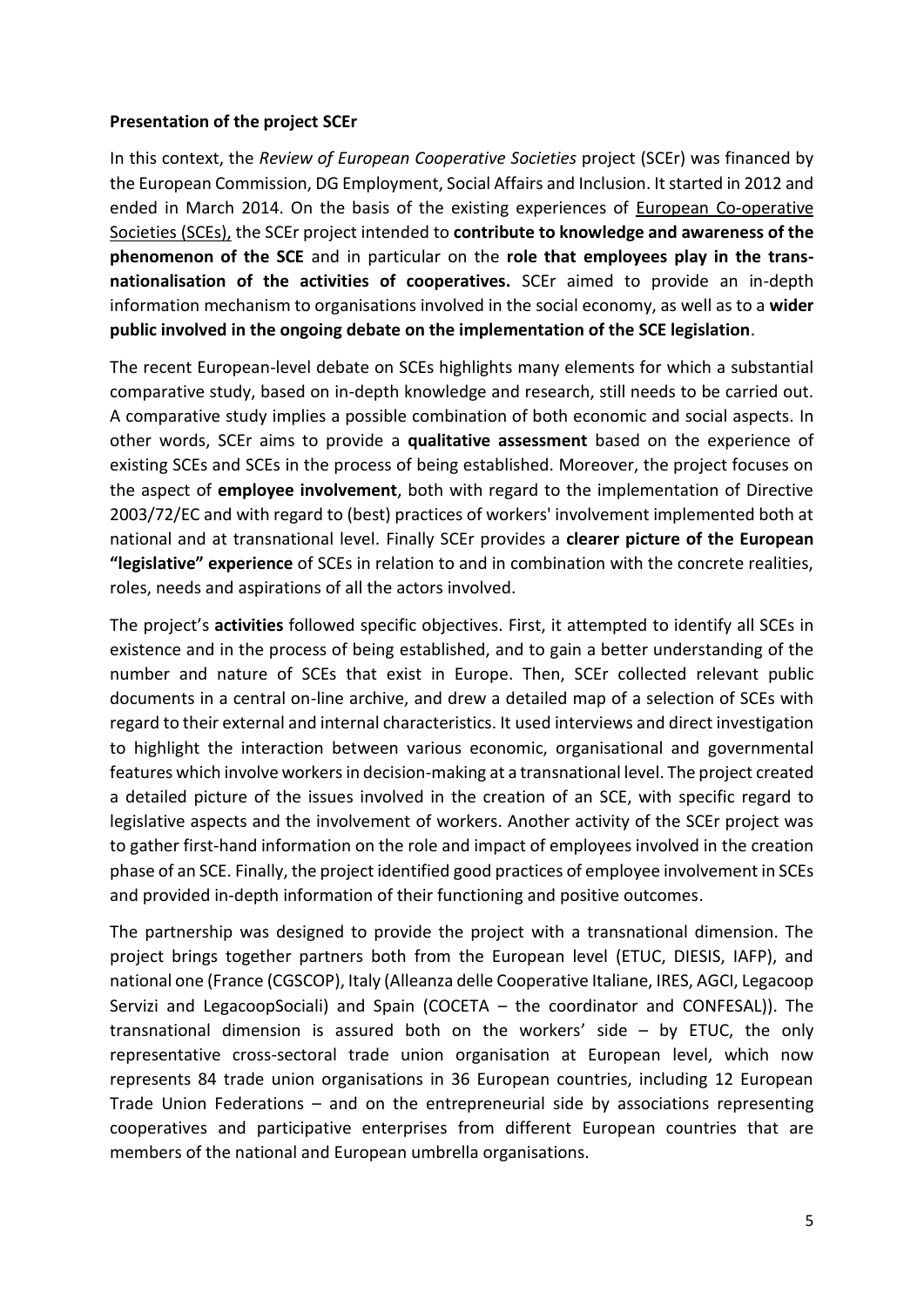**Presentation of the project SCEr**

In this context, the *Review of European Cooperative Societies* project (SCEr) was financed by the European Commission, DG Employment, Social Affairs and Inclusion. It started in 2012 and ended in March 2014. On the basis of the existing experiences of European Co-operative Societies (SCEs), the SCEr project intended to **contribute to knowledge and awareness of the phenomenon of the SCE** and in particular on the **role that employees play in the trans-nationalisation of the activities of cooperatives.** SCEr aimed to provide an in-depth information mechanism to organisations involved in the social economy, as well as to a **wider public involved in the ongoing debate on the implementation of the SCE legislation**.

The recent European-level debate on SCEs highlights many elements for which a substantial comparative study, based on in-depth knowledge and research, still needs to be carried out. A comparative study implies a possible combination of both economic and social aspects. In other words, SCEr aims to provide a **qualitative assessment** based on the experience of existing SCEs and SCEs in the process of being established. Moreover, the project focuses on the aspect of **employee involvement**, both with regard to the implementation of Directive 2003/72/EC and with regard to (best) practices of workers' involvement implemented both at national and at transnational level. Finally SCEr provides a **clearer picture of the European "legislative" experience** of SCEs in relation to and in combination with the concrete realities, roles, needs and aspirations of all the actors involved.

The project's **activities** followed specific objectives. First, it attempted to identify all SCEs in existence and in the process of being established, and to gain a better understanding of the number and nature of SCEs that exist in Europe. Then, SCEr collected relevant public documents in a central on-line archive, and drew a detailed map of a selection of SCEs with regard to their external and internal characteristics. It used interviews and direct investigation to highlight the interaction between various economic, organisational and governmental features which involve workers in decision-making at a transnational level. The project created a detailed picture of the issues involved in the creation of an SCE, with specific regard to legislative aspects and the involvement of workers. Another activity of the SCEr project was to gather first-hand information on the role and impact of employees involved in the creation phase of an SCE. Finally, the project identified good practices of employee involvement in SCEs and provided in-depth information of their functioning and positive outcomes.

The partnership was designed to provide the project with a transnational dimension. The project brings together partners both from the European level (ETUC, DIESIS, IAFP), and national one (France (CGSCOP), Italy (Alleanza delle Cooperative Italiane, IRES, AGCI, Legacoop Servizi and LegacoopSociali) and Spain (COCETA – the coordinator and CONFESAL)). The transnational dimension is assured both on the workers' side – by ETUC, the only representative cross-sectoral trade union organisation at European level, which now represents 84 trade union organisations in 36 European countries, including 12 European Trade Union Federations – and on the entrepreneurial side by associations representing cooperatives and participative enterprises from different European countries that are members of the national and European umbrella organisations.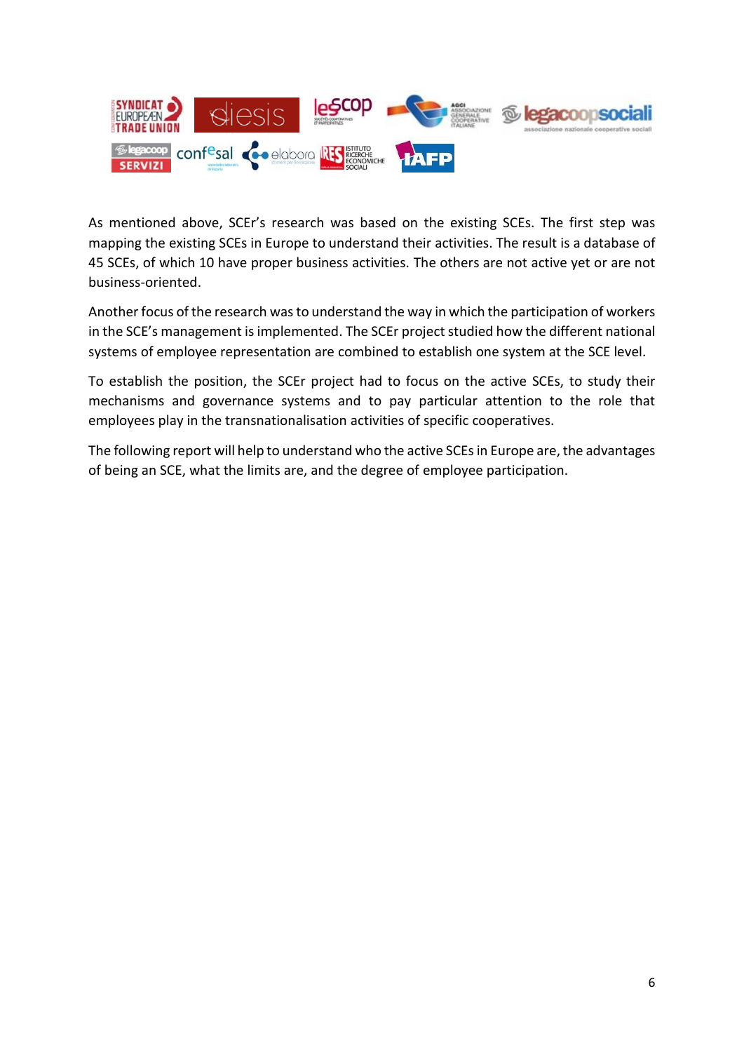As mentioned above, SCEr's research was based on the existing SCEs. The first step was mapping the existing SCEs in Europe to understand their activities. The result is a database of 45 SCEs, of which 10 have proper business activities. The others are not active yet or are not business-oriented.

Another focus of the research was to understand the way in which the participation of workers in the SCE's management is implemented. The SCEr project studied how the different national systems of employee representation are combined to establish one system at the SCE level.

To establish the position, the SCEr project had to focus on the active SCEs, to study their mechanisms and governance systems and to pay particular attention to the role that employees play in the transnationalisation activities of specific cooperatives.

The following report will help to understand who the active SCEs in Europe are, the advantages of being an SCE, what the limits are, and the degree of employee participation.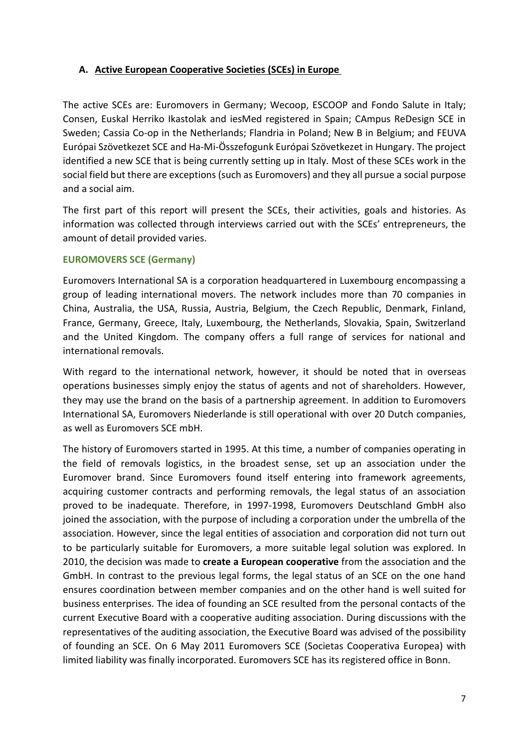## A. Active European Cooperative Societies (SCEs) in Europe

The active SCEs are: Euromovers in Germany; Wecoop, ESCOOP and Fondo Salute in Italy; Consen, Euskal Herriko Ikastolak and iesMed registered in Spain; CAmpus ReDesign SCE in Sweden; Cassia Co-op in the Netherlands; Flandria in Poland; New B in Belgium; and FEUVA Európai Szövetkezet SCE and Ha-Mi-Összefogunk Európai Szövetkezet in Hungary. The project identified a new SCE that is being currently setting up in Italy. Most of these SCEs work in the social field but there are exceptions (such as Euromovers) and they all pursue a social purpose and a social aim.

The first part of this report will present the SCEs, their activities, goals and histories. As information was collected through interviews carried out with the SCEs' entrepreneurs, the amount of detail provided varies.

### EUROMOVERS SCE (Germany)

Euromovers International SA is a corporation headquartered in Luxembourg encompassing a group of leading international movers. The network includes more than 70 companies in China, Australia, the USA, Russia, Austria, Belgium, the Czech Republic, Denmark, Finland, France, Germany, Greece, Italy, Luxembourg, the Netherlands, Slovakia, Spain, Switzerland and the United Kingdom. The company offers a full range of services for national and international removals.

With regard to the international network, however, it should be noted that in overseas operations businesses simply enjoy the status of agents and not of shareholders. However, they may use the brand on the basis of a partnership agreement. In addition to Euromovers International SA, Euromovers Niederlande is still operational with over 20 Dutch companies, as well as Euromovers SCE mbH.

The history of Euromovers started in 1995. At this time, a number of companies operating in the field of removals logistics, in the broadest sense, set up an association under the Euromover brand. Since Euromovers found itself entering into framework agreements, acquiring customer contracts and performing removals, the legal status of an association proved to be inadequate. Therefore, in 1997-1998, Euromovers Deutschland GmbH also joined the association, with the purpose of including a corporation under the umbrella of the association. However, since the legal entities of association and corporation did not turn out to be particularly suitable for Euromovers, a more suitable legal solution was explored. In 2010, the decision was made to **create a European cooperative** from the association and the GmbH. In contrast to the previous legal forms, the legal status of an SCE on the one hand ensures coordination between member companies and on the other hand is well suited for business enterprises. The idea of founding an SCE resulted from the personal contacts of the current Executive Board with a cooperative auditing association. During discussions with the representatives of the auditing association, the Executive Board was advised of the possibility of founding an SCE. On 6 May 2011 Euromovers SCE (Societas Cooperativa Europea) with limited liability was finally incorporated. Euromovers SCE has its registered office in Bonn.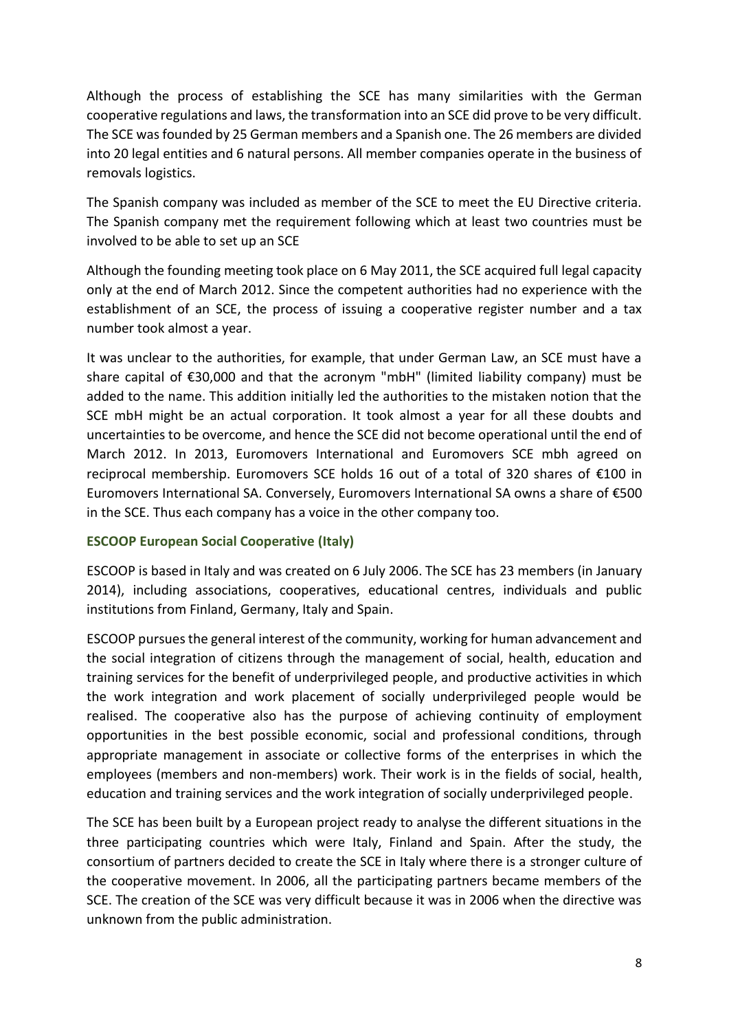Although the process of establishing the SCE has many similarities with the German cooperative regulations and laws, the transformation into an SCE did prove to be very difficult. The SCE was founded by 25 German members and a Spanish one. The 26 members are divided into 20 legal entities and 6 natural persons. All member companies operate in the business of removals logistics.

The Spanish company was included as member of the SCE to meet the EU Directive criteria. The Spanish company met the requirement following which at least two countries must be involved to be able to set up an SCE

Although the founding meeting took place on 6 May 2011, the SCE acquired full legal capacity only at the end of March 2012. Since the competent authorities had no experience with the establishment of an SCE, the process of issuing a cooperative register number and a tax number took almost a year.

It was unclear to the authorities, for example, that under German Law, an SCE must have a share capital of €30,000 and that the acronym "mbH" (limited liability company) must be added to the name. This addition initially led the authorities to the mistaken notion that the SCE mbH might be an actual corporation. It took almost a year for all these doubts and uncertainties to be overcome, and hence the SCE did not become operational until the end of March 2012. In 2013, Euromovers International and Euromovers SCE mbh agreed on reciprocal membership. Euromovers SCE holds 16 out of a total of 320 shares of €100 in Euromovers International SA. Conversely, Euromovers International SA owns a share of €500 in the SCE. Thus each company has a voice in the other company too.

### ESCOOP European Social Cooperative (Italy)

ESCOOP is based in Italy and was created on 6 July 2006. The SCE has 23 members (in January 2014), including associations, cooperatives, educational centres, individuals and public institutions from Finland, Germany, Italy and Spain.

ESCOOP pursues the general interest of the community, working for human advancement and the social integration of citizens through the management of social, health, education and training services for the benefit of underprivileged people, and productive activities in which the work integration and work placement of socially underprivileged people would be realised. The cooperative also has the purpose of achieving continuity of employment opportunities in the best possible economic, social and professional conditions, through appropriate management in associate or collective forms of the enterprises in which the employees (members and non-members) work. Their work is in the fields of social, health, education and training services and the work integration of socially underprivileged people.

The SCE has been built by a European project ready to analyse the different situations in the three participating countries which were Italy, Finland and Spain. After the study, the consortium of partners decided to create the SCE in Italy where there is a stronger culture of the cooperative movement. In 2006, all the participating partners became members of the SCE. The creation of the SCE was very difficult because it was in 2006 when the directive was unknown from the public administration.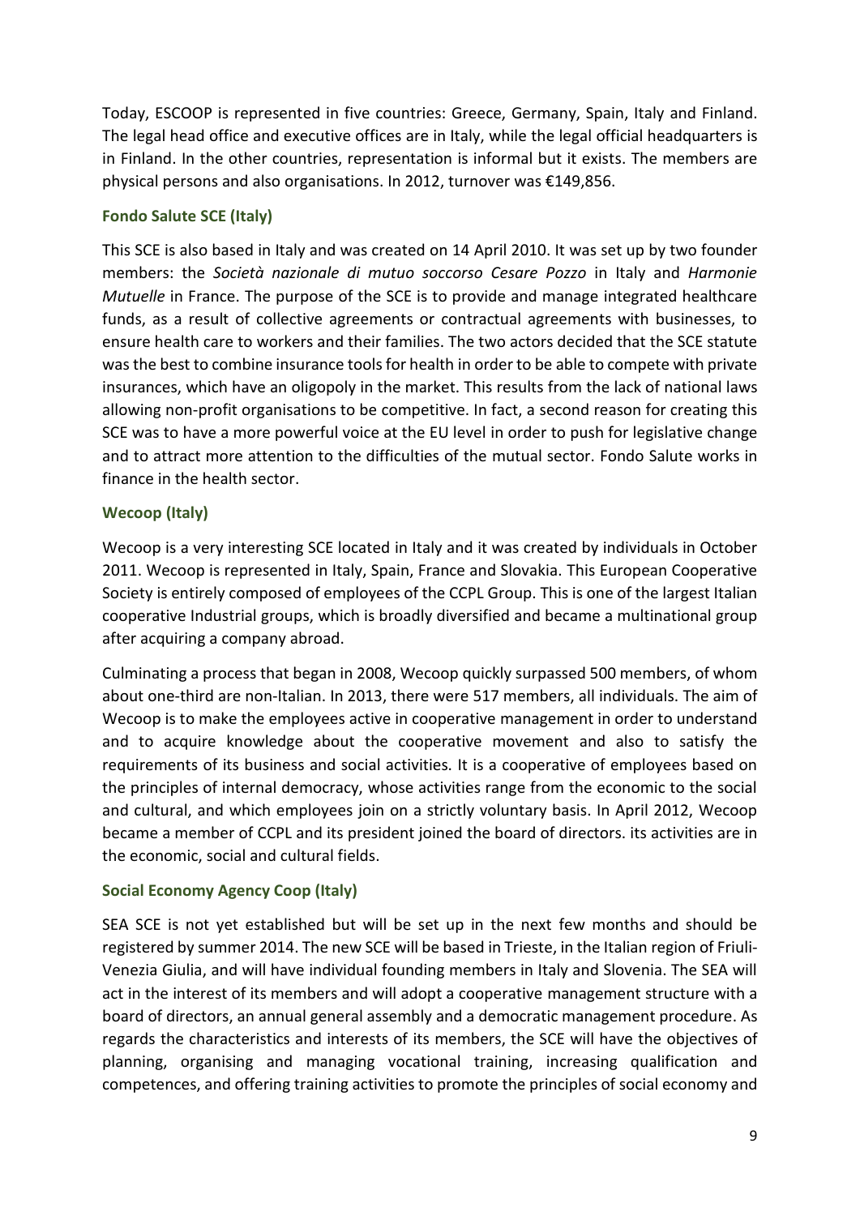Today, ESCOOP is represented in five countries: Greece, Germany, Spain, Italy and Finland. The legal head office and executive offices are in Italy, while the legal official headquarters is in Finland. In the other countries, representation is informal but it exists. The members are physical persons and also organisations. In 2012, turnover was €149,856.

### Fondo Salute SCE (Italy)

This SCE is also based in Italy and was created on 14 April 2010. It was set up by two founder members: the *Società nazionale di mutuo soccorso Cesare Pozzo* in Italy and *Harmonie Mutuelle* in France. The purpose of the SCE is to provide and manage integrated healthcare funds, as a result of collective agreements or contractual agreements with businesses, to ensure health care to workers and their families. The two actors decided that the SCE statute was the best to combine insurance tools for health in order to be able to compete with private insurances, which have an oligopoly in the market. This results from the lack of national laws allowing non-profit organisations to be competitive. In fact, a second reason for creating this SCE was to have a more powerful voice at the EU level in order to push for legislative change and to attract more attention to the difficulties of the mutual sector. Fondo Salute works in finance in the health sector.

### Wecoop (Italy)

Wecoop is a very interesting SCE located in Italy and it was created by individuals in October 2011. Wecoop is represented in Italy, Spain, France and Slovakia. This European Cooperative Society is entirely composed of employees of the CCPL Group. This is one of the largest Italian cooperative Industrial groups, which is broadly diversified and became a multinational group after acquiring a company abroad.

Culminating a process that began in 2008, Wecoop quickly surpassed 500 members, of whom about one-third are non-Italian. In 2013, there were 517 members, all individuals. The aim of Wecoop is to make the employees active in cooperative management in order to understand and to acquire knowledge about the cooperative movement and also to satisfy the requirements of its business and social activities. It is a cooperative of employees based on the principles of internal democracy, whose activities range from the economic to the social and cultural, and which employees join on a strictly voluntary basis. In April 2012, Wecoop became a member of CCPL and its president joined the board of directors. its activities are in the economic, social and cultural fields.

### Social Economy Agency Coop (Italy)

SEA SCE is not yet established but will be set up in the next few months and should be registered by summer 2014. The new SCE will be based in Trieste, in the Italian region of Friuli-Venezia Giulia, and will have individual founding members in Italy and Slovenia. The SEA will act in the interest of its members and will adopt a cooperative management structure with a board of directors, an annual general assembly and a democratic management procedure. As regards the characteristics and interests of its members, the SCE will have the objectives of planning, organising and managing vocational training, increasing qualification and competences, and offering training activities to promote the principles of social economy and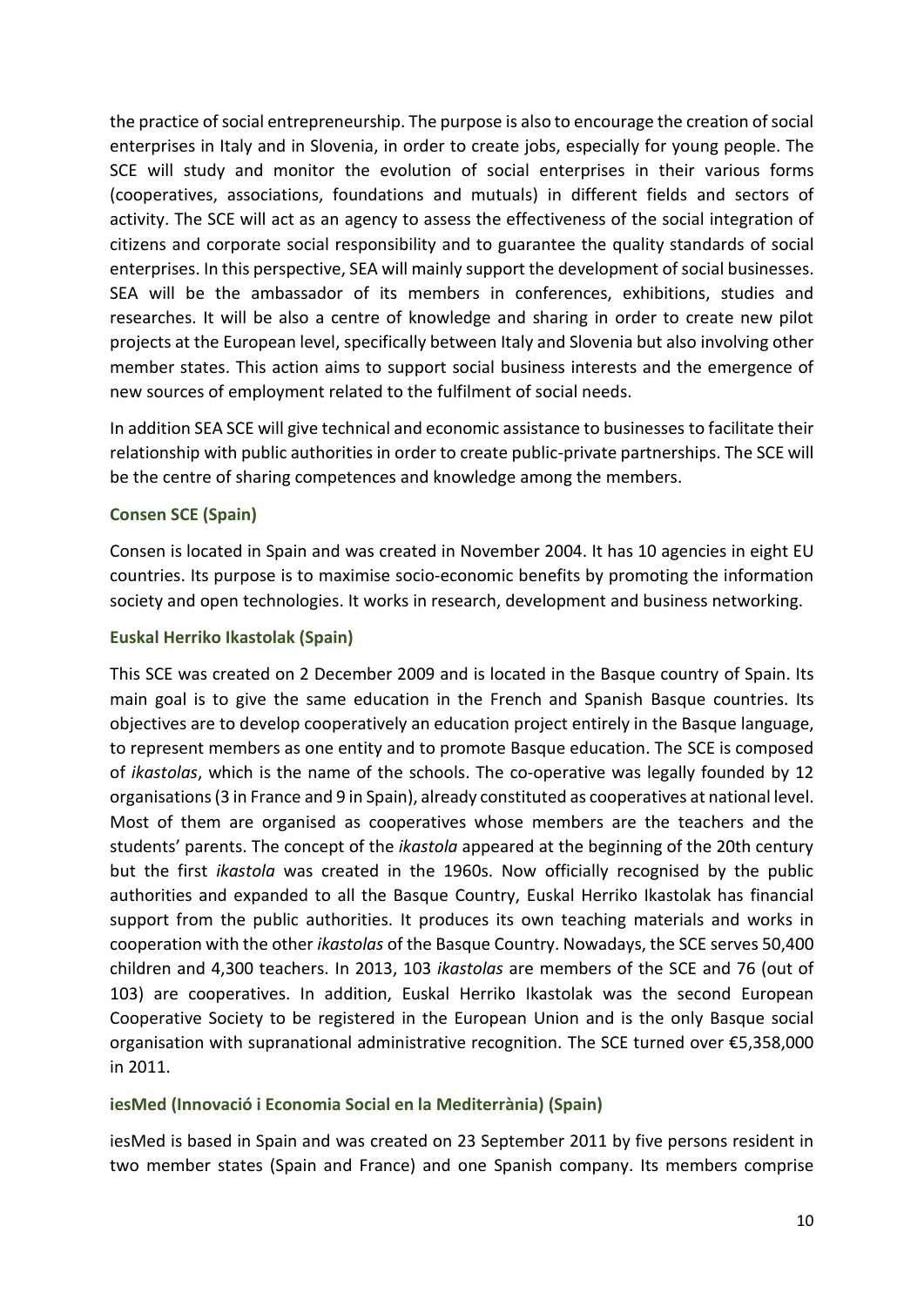the practice of social entrepreneurship. The purpose is also to encourage the creation of social enterprises in Italy and in Slovenia, in order to create jobs, especially for young people. The SCE will study and monitor the evolution of social enterprises in their various forms (cooperatives, associations, foundations and mutuals) in different fields and sectors of activity. The SCE will act as an agency to assess the effectiveness of the social integration of citizens and corporate social responsibility and to guarantee the quality standards of social enterprises. In this perspective, SEA will mainly support the development of social businesses. SEA will be the ambassador of its members in conferences, exhibitions, studies and researches. It will be also a centre of knowledge and sharing in order to create new pilot projects at the European level, specifically between Italy and Slovenia but also involving other member states. This action aims to support social business interests and the emergence of new sources of employment related to the fulfilment of social needs.

In addition SEA SCE will give technical and economic assistance to businesses to facilitate their relationship with public authorities in order to create public-private partnerships. The SCE will be the centre of sharing competences and knowledge among the members.

### Consen SCE (Spain)

Consen is located in Spain and was created in November 2004. It has 10 agencies in eight EU countries. Its purpose is to maximise socio-economic benefits by promoting the information society and open technologies. It works in research, development and business networking.

### Euskal Herriko Ikastolak (Spain)

This SCE was created on 2 December 2009 and is located in the Basque country of Spain. Its main goal is to give the same education in the French and Spanish Basque countries. Its objectives are to develop cooperatively an education project entirely in the Basque language, to represent members as one entity and to promote Basque education. The SCE is composed of *ikastolas*, which is the name of the schools. The co-operative was legally founded by 12 organisations (3 in France and 9 in Spain), already constituted as cooperatives at national level. Most of them are organised as cooperatives whose members are the teachers and the students' parents. The concept of the *ikastola* appeared at the beginning of the 20th century but the first *ikastola* was created in the 1960s. Now officially recognised by the public authorities and expanded to all the Basque Country, Euskal Herriko Ikastolak has financial support from the public authorities. It produces its own teaching materials and works in cooperation with the other *ikastolas* of the Basque Country. Nowadays, the SCE serves 50,400 children and 4,300 teachers. In 2013, 103 *ikastolas* are members of the SCE and 76 (out of 103) are cooperatives. In addition, Euskal Herriko Ikastolak was the second European Cooperative Society to be registered in the European Union and is the only Basque social organisation with supranational administrative recognition. The SCE turned over €5,358,000 in 2011.

### iesMed (Innovació i Economia Social en la Mediterrània) (Spain)

iesMed is based in Spain and was created on 23 September 2011 by five persons resident in two member states (Spain and France) and one Spanish company. Its members comprise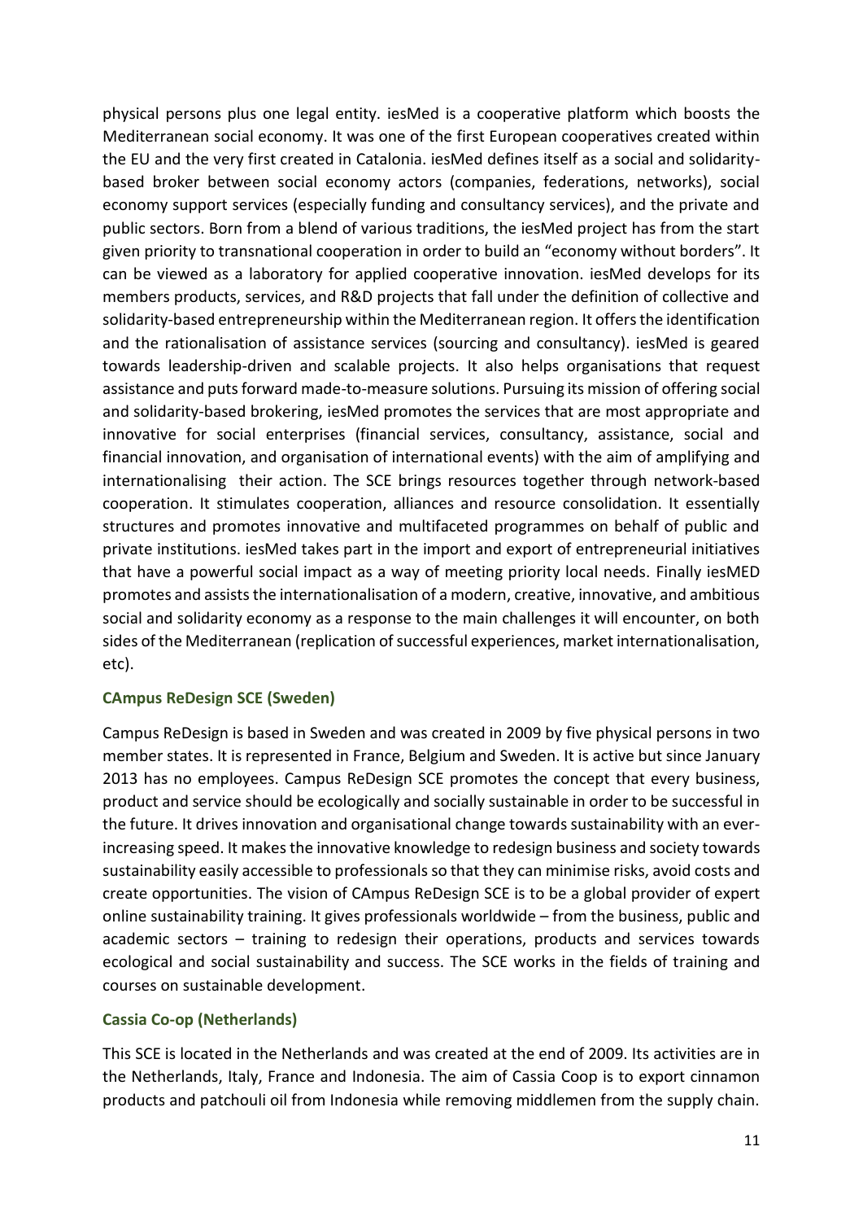physical persons plus one legal entity. iesMed is a cooperative platform which boosts the Mediterranean social economy. It was one of the first European cooperatives created within the EU and the very first created in Catalonia. iesMed defines itself as a social and solidarity-based broker between social economy actors (companies, federations, networks), social economy support services (especially funding and consultancy services), and the private and public sectors. Born from a blend of various traditions, the iesMed project has from the start given priority to transnational cooperation in order to build an "economy without borders". It can be viewed as a laboratory for applied cooperative innovation. iesMed develops for its members products, services, and R&D projects that fall under the definition of collective and solidarity-based entrepreneurship within the Mediterranean region. It offers the identification and the rationalisation of assistance services (sourcing and consultancy). iesMed is geared towards leadership-driven and scalable projects. It also helps organisations that request assistance and puts forward made-to-measure solutions. Pursuing its mission of offering social and solidarity-based brokering, iesMed promotes the services that are most appropriate and innovative for social enterprises (financial services, consultancy, assistance, social and financial innovation, and organisation of international events) with the aim of amplifying and internationalising their action. The SCE brings resources together through network-based cooperation. It stimulates cooperation, alliances and resource consolidation. It essentially structures and promotes innovative and multifaceted programmes on behalf of public and private institutions. iesMed takes part in the import and export of entrepreneurial initiatives that have a powerful social impact as a way of meeting priority local needs. Finally iesMED promotes and assists the internationalisation of a modern, creative, innovative, and ambitious social and solidarity economy as a response to the main challenges it will encounter, on both sides of the Mediterranean (replication of successful experiences, market internationalisation, etc).

### CAmpus ReDesign SCE (Sweden)

Campus ReDesign is based in Sweden and was created in 2009 by five physical persons in two member states. It is represented in France, Belgium and Sweden. It is active but since January 2013 has no employees. Campus ReDesign SCE promotes the concept that every business, product and service should be ecologically and socially sustainable in order to be successful in the future. It drives innovation and organisational change towards sustainability with an ever-increasing speed. It makes the innovative knowledge to redesign business and society towards sustainability easily accessible to professionals so that they can minimise risks, avoid costs and create opportunities. The vision of CAmpus ReDesign SCE is to be a global provider of expert online sustainability training. It gives professionals worldwide – from the business, public and academic sectors – training to redesign their operations, products and services towards ecological and social sustainability and success. The SCE works in the fields of training and courses on sustainable development.

### Cassia Co-op (Netherlands)

This SCE is located in the Netherlands and was created at the end of 2009. Its activities are in the Netherlands, Italy, France and Indonesia. The aim of Cassia Coop is to export cinnamon products and patchouli oil from Indonesia while removing middlemen from the supply chain.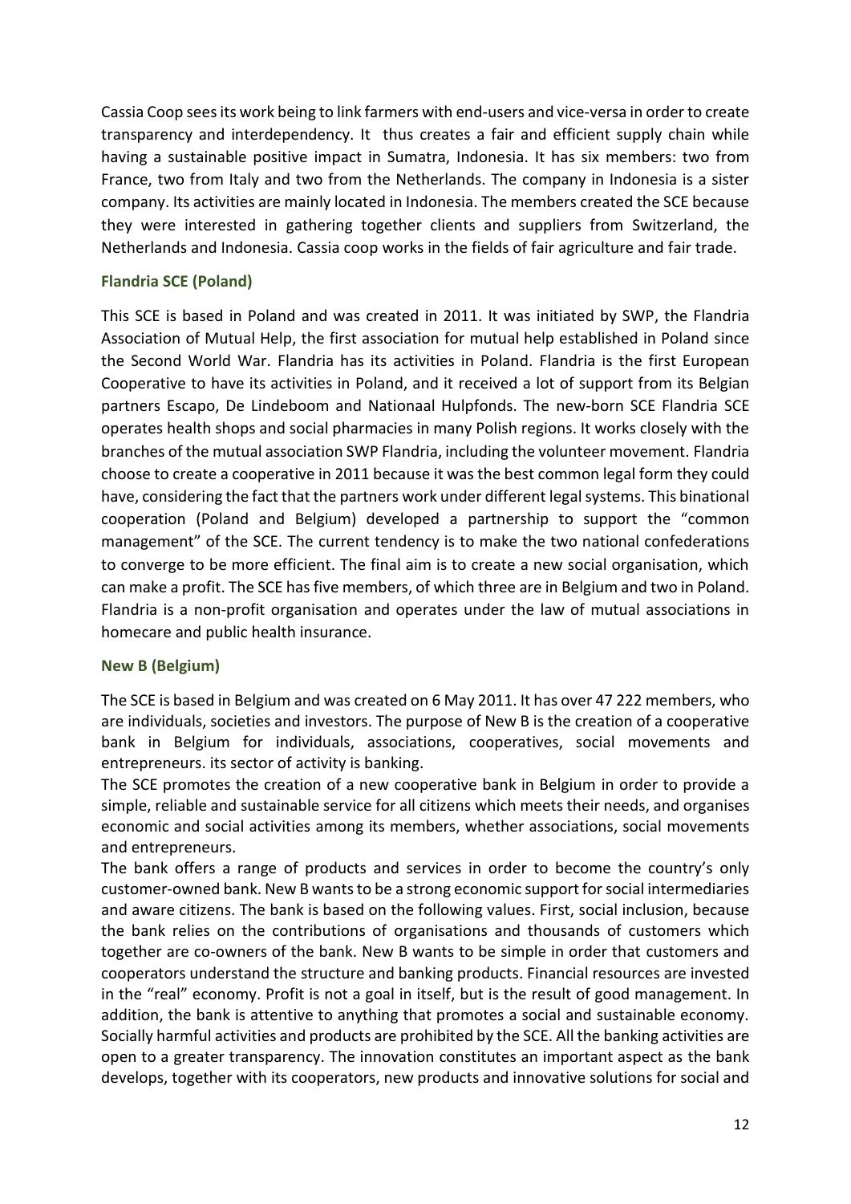Cassia Coop sees its work being to link farmers with end-users and vice-versa in order to create transparency and interdependency. It thus creates a fair and efficient supply chain while having a sustainable positive impact in Sumatra, Indonesia. It has six members: two from France, two from Italy and two from the Netherlands. The company in Indonesia is a sister company. Its activities are mainly located in Indonesia. The members created the SCE because they were interested in gathering together clients and suppliers from Switzerland, the Netherlands and Indonesia. Cassia coop works in the fields of fair agriculture and fair trade.

### Flandria SCE (Poland)

This SCE is based in Poland and was created in 2011. It was initiated by SWP, the Flandria Association of Mutual Help, the first association for mutual help established in Poland since the Second World War. Flandria has its activities in Poland. Flandria is the first European Cooperative to have its activities in Poland, and it received a lot of support from its Belgian partners Escapo, De Lindeboom and Nationaal Hulpfonds. The new-born SCE Flandria SCE operates health shops and social pharmacies in many Polish regions. It works closely with the branches of the mutual association SWP Flandria, including the volunteer movement. Flandria choose to create a cooperative in 2011 because it was the best common legal form they could have, considering the fact that the partners work under different legal systems. This binational cooperation (Poland and Belgium) developed a partnership to support the "common management" of the SCE. The current tendency is to make the two national confederations to converge to be more efficient. The final aim is to create a new social organisation, which can make a profit. The SCE has five members, of which three are in Belgium and two in Poland. Flandria is a non-profit organisation and operates under the law of mutual associations in homecare and public health insurance.

### New B (Belgium)

The SCE is based in Belgium and was created on 6 May 2011. It has over 47 222 members, who are individuals, societies and investors. The purpose of New B is the creation of a cooperative bank in Belgium for individuals, associations, cooperatives, social movements and entrepreneurs. its sector of activity is banking.

The SCE promotes the creation of a new cooperative bank in Belgium in order to provide a simple, reliable and sustainable service for all citizens which meets their needs, and organises economic and social activities among its members, whether associations, social movements and entrepreneurs.

The bank offers a range of products and services in order to become the country's only customer-owned bank. New B wants to be a strong economic support for social intermediaries and aware citizens. The bank is based on the following values. First, social inclusion, because the bank relies on the contributions of organisations and thousands of customers which together are co-owners of the bank. New B wants to be simple in order that customers and cooperators understand the structure and banking products. Financial resources are invested in the "real" economy. Profit is not a goal in itself, but is the result of good management. In addition, the bank is attentive to anything that promotes a social and sustainable economy. Socially harmful activities and products are prohibited by the SCE. All the banking activities are open to a greater transparency. The innovation constitutes an important aspect as the bank develops, together with its cooperators, new products and innovative solutions for social and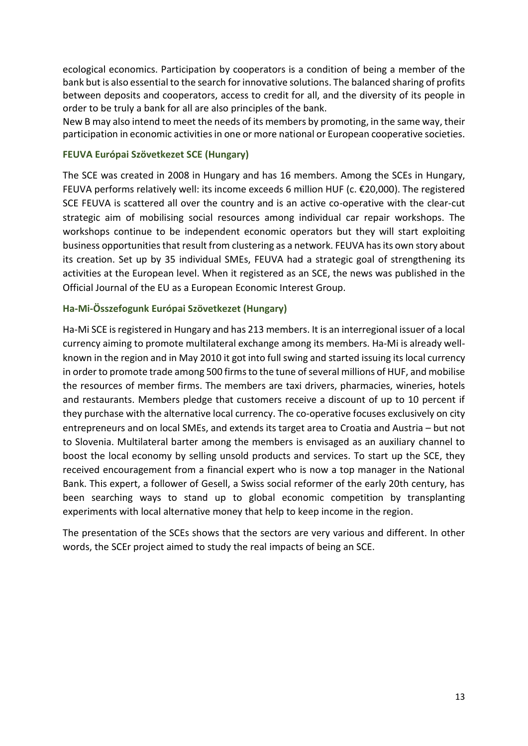ecological economics. Participation by cooperators is a condition of being a member of the bank but is also essential to the search for innovative solutions. The balanced sharing of profits between deposits and cooperators, access to credit for all, and the diversity of its people in order to be truly a bank for all are also principles of the bank.
New B may also intend to meet the needs of its members by promoting, in the same way, their participation in economic activities in one or more national or European cooperative societies.

### FEUVA Európai Szövetkezet SCE (Hungary)

The SCE was created in 2008 in Hungary and has 16 members. Among the SCEs in Hungary, FEUVA performs relatively well: its income exceeds 6 million HUF (c. €20,000). The registered SCE FEUVA is scattered all over the country and is an active co-operative with the clear-cut strategic aim of mobilising social resources among individual car repair workshops. The workshops continue to be independent economic operators but they will start exploiting business opportunities that result from clustering as a network. FEUVA has its own story about its creation. Set up by 35 individual SMEs, FEUVA had a strategic goal of strengthening its activities at the European level. When it registered as an SCE, the news was published in the Official Journal of the EU as a European Economic Interest Group.

### Ha-Mi-Összefogunk Európai Szövetkezet (Hungary)

Ha-Mi SCE is registered in Hungary and has 213 members. It is an interregional issuer of a local currency aiming to promote multilateral exchange among its members. Ha-Mi is already well-known in the region and in May 2010 it got into full swing and started issuing its local currency in order to promote trade among 500 firms to the tune of several millions of HUF, and mobilise the resources of member firms. The members are taxi drivers, pharmacies, wineries, hotels and restaurants. Members pledge that customers receive a discount of up to 10 percent if they purchase with the alternative local currency. The co-operative focuses exclusively on city entrepreneurs and on local SMEs, and extends its target area to Croatia and Austria – but not to Slovenia. Multilateral barter among the members is envisaged as an auxiliary channel to boost the local economy by selling unsold products and services. To start up the SCE, they received encouragement from a financial expert who is now a top manager in the National Bank. This expert, a follower of Gesell, a Swiss social reformer of the early 20th century, has been searching ways to stand up to global economic competition by transplanting experiments with local alternative money that help to keep income in the region.

The presentation of the SCEs shows that the sectors are very various and different. In other words, the SCEr project aimed to study the real impacts of being an SCE.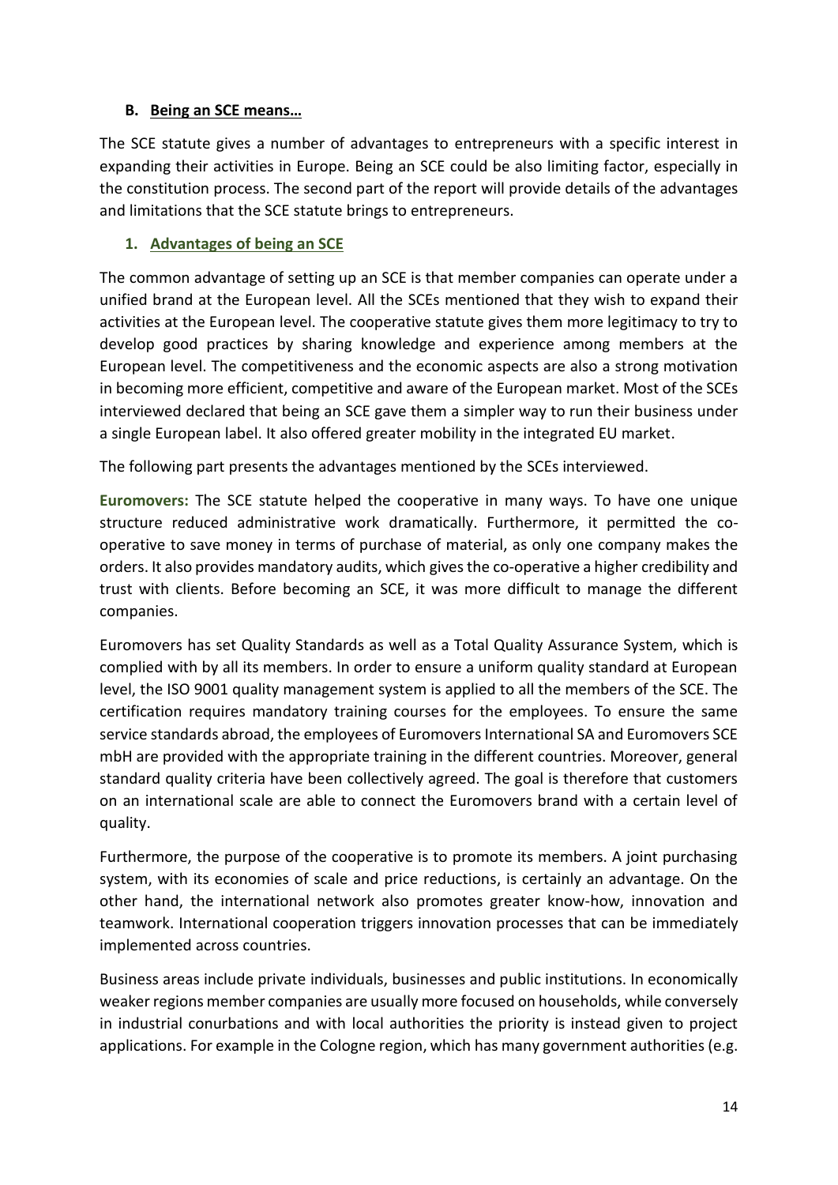### B. Being an SCE means…

The SCE statute gives a number of advantages to entrepreneurs with a specific interest in expanding their activities in Europe. Being an SCE could be also limiting factor, especially in the constitution process. The second part of the report will provide details of the advantages and limitations that the SCE statute brings to entrepreneurs.

#### 1. Advantages of being an SCE

The common advantage of setting up an SCE is that member companies can operate under a unified brand at the European level. All the SCEs mentioned that they wish to expand their activities at the European level. The cooperative statute gives them more legitimacy to try to develop good practices by sharing knowledge and experience among members at the European level. The competitiveness and the economic aspects are also a strong motivation in becoming more efficient, competitive and aware of the European market. Most of the SCEs interviewed declared that being an SCE gave them a simpler way to run their business under a single European label. It also offered greater mobility in the integrated EU market.

The following part presents the advantages mentioned by the SCEs interviewed.

**Euromovers:** The SCE statute helped the cooperative in many ways. To have one unique structure reduced administrative work dramatically. Furthermore, it permitted the co-operative to save money in terms of purchase of material, as only one company makes the orders. It also provides mandatory audits, which gives the co-operative a higher credibility and trust with clients. Before becoming an SCE, it was more difficult to manage the different companies.

Euromovers has set Quality Standards as well as a Total Quality Assurance System, which is complied with by all its members. In order to ensure a uniform quality standard at European level, the ISO 9001 quality management system is applied to all the members of the SCE. The certification requires mandatory training courses for the employees. To ensure the same service standards abroad, the employees of Euromovers International SA and Euromovers SCE mbH are provided with the appropriate training in the different countries. Moreover, general standard quality criteria have been collectively agreed. The goal is therefore that customers on an international scale are able to connect the Euromovers brand with a certain level of quality.

Furthermore, the purpose of the cooperative is to promote its members. A joint purchasing system, with its economies of scale and price reductions, is certainly an advantage. On the other hand, the international network also promotes greater know-how, innovation and teamwork. International cooperation triggers innovation processes that can be immediately implemented across countries.

Business areas include private individuals, businesses and public institutions. In economically weaker regions member companies are usually more focused on households, while conversely in industrial conurbations and with local authorities the priority is instead given to project applications. For example in the Cologne region, which has many government authorities (e.g.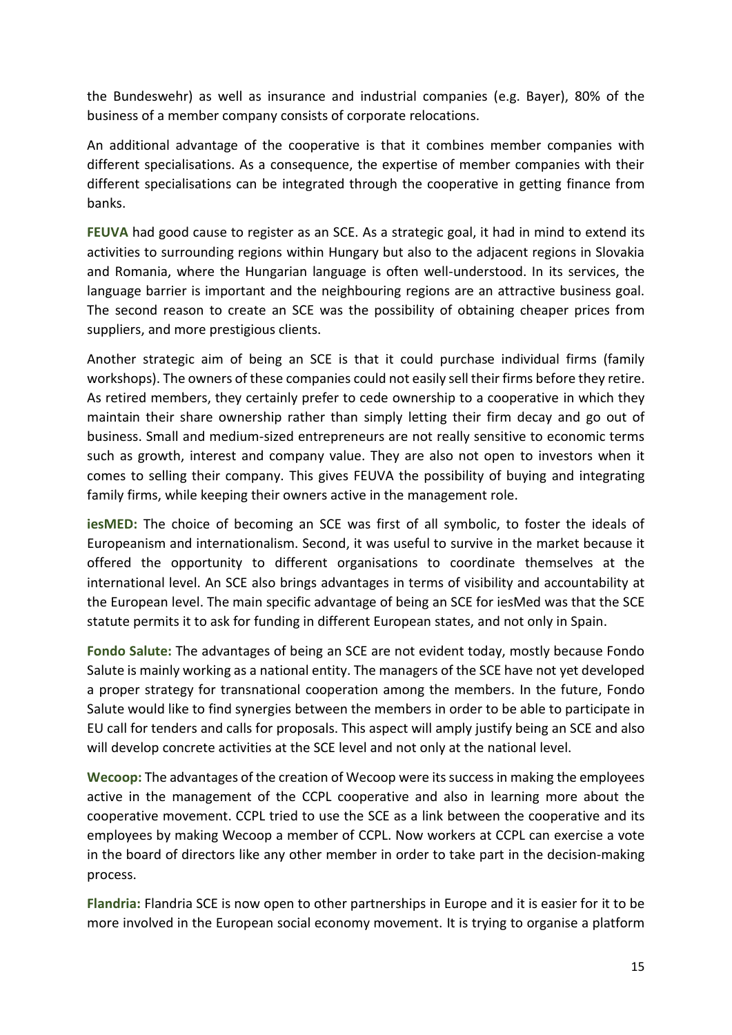the Bundeswehr) as well as insurance and industrial companies (e.g. Bayer), 80% of the business of a member company consists of corporate relocations.

An additional advantage of the cooperative is that it combines member companies with different specialisations. As a consequence, the expertise of member companies with their different specialisations can be integrated through the cooperative in getting finance from banks.

**FEUVA** had good cause to register as an SCE. As a strategic goal, it had in mind to extend its activities to surrounding regions within Hungary but also to the adjacent regions in Slovakia and Romania, where the Hungarian language is often well-understood. In its services, the language barrier is important and the neighbouring regions are an attractive business goal. The second reason to create an SCE was the possibility of obtaining cheaper prices from suppliers, and more prestigious clients.

Another strategic aim of being an SCE is that it could purchase individual firms (family workshops). The owners of these companies could not easily sell their firms before they retire. As retired members, they certainly prefer to cede ownership to a cooperative in which they maintain their share ownership rather than simply letting their firm decay and go out of business. Small and medium-sized entrepreneurs are not really sensitive to economic terms such as growth, interest and company value. They are also not open to investors when it comes to selling their company. This gives FEUVA the possibility of buying and integrating family firms, while keeping their owners active in the management role.

**iesMED:** The choice of becoming an SCE was first of all symbolic, to foster the ideals of Europeanism and internationalism. Second, it was useful to survive in the market because it offered the opportunity to different organisations to coordinate themselves at the international level. An SCE also brings advantages in terms of visibility and accountability at the European level. The main specific advantage of being an SCE for iesMed was that the SCE statute permits it to ask for funding in different European states, and not only in Spain.

**Fondo Salute:** The advantages of being an SCE are not evident today, mostly because Fondo Salute is mainly working as a national entity. The managers of the SCE have not yet developed a proper strategy for transnational cooperation among the members. In the future, Fondo Salute would like to find synergies between the members in order to be able to participate in EU call for tenders and calls for proposals. This aspect will amply justify being an SCE and also will develop concrete activities at the SCE level and not only at the national level.

**Wecoop:** The advantages of the creation of Wecoop were its success in making the employees active in the management of the CCPL cooperative and also in learning more about the cooperative movement. CCPL tried to use the SCE as a link between the cooperative and its employees by making Wecoop a member of CCPL. Now workers at CCPL can exercise a vote in the board of directors like any other member in order to take part in the decision-making process.

**Flandria:** Flandria SCE is now open to other partnerships in Europe and it is easier for it to be more involved in the European social economy movement. It is trying to organise a platform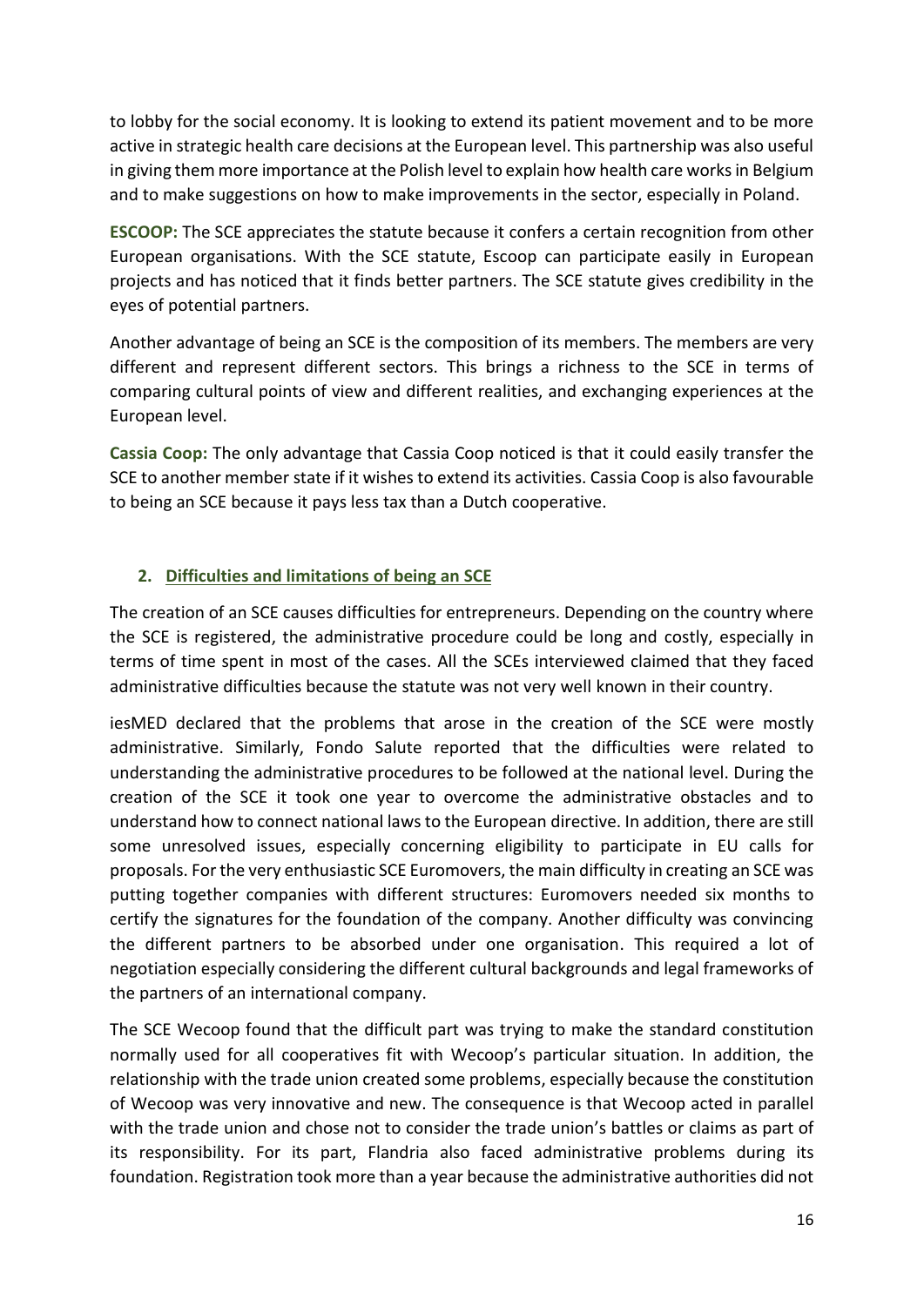to lobby for the social economy. It is looking to extend its patient movement and to be more active in strategic health care decisions at the European level. This partnership was also useful in giving them more importance at the Polish level to explain how health care works in Belgium and to make suggestions on how to make improvements in the sector, especially in Poland.

**ESCOOP:** The SCE appreciates the statute because it confers a certain recognition from other European organisations. With the SCE statute, Escoop can participate easily in European projects and has noticed that it finds better partners. The SCE statute gives credibility in the eyes of potential partners.

Another advantage of being an SCE is the composition of its members. The members are very different and represent different sectors. This brings a richness to the SCE in terms of comparing cultural points of view and different realities, and exchanging experiences at the European level.

**Cassia Coop:** The only advantage that Cassia Coop noticed is that it could easily transfer the SCE to another member state if it wishes to extend its activities. Cassia Coop is also favourable to being an SCE because it pays less tax than a Dutch cooperative.

## 2. Difficulties and limitations of being an SCE

The creation of an SCE causes difficulties for entrepreneurs. Depending on the country where the SCE is registered, the administrative procedure could be long and costly, especially in terms of time spent in most of the cases. All the SCEs interviewed claimed that they faced administrative difficulties because the statute was not very well known in their country.

iesMED declared that the problems that arose in the creation of the SCE were mostly administrative. Similarly, Fondo Salute reported that the difficulties were related to understanding the administrative procedures to be followed at the national level. During the creation of the SCE it took one year to overcome the administrative obstacles and to understand how to connect national laws to the European directive. In addition, there are still some unresolved issues, especially concerning eligibility to participate in EU calls for proposals. For the very enthusiastic SCE Euromovers, the main difficulty in creating an SCE was putting together companies with different structures: Euromovers needed six months to certify the signatures for the foundation of the company. Another difficulty was convincing the different partners to be absorbed under one organisation. This required a lot of negotiation especially considering the different cultural backgrounds and legal frameworks of the partners of an international company.

The SCE Wecoop found that the difficult part was trying to make the standard constitution normally used for all cooperatives fit with Wecoop's particular situation. In addition, the relationship with the trade union created some problems, especially because the constitution of Wecoop was very innovative and new. The consequence is that Wecoop acted in parallel with the trade union and chose not to consider the trade union's battles or claims as part of its responsibility. For its part, Flandria also faced administrative problems during its foundation. Registration took more than a year because the administrative authorities did not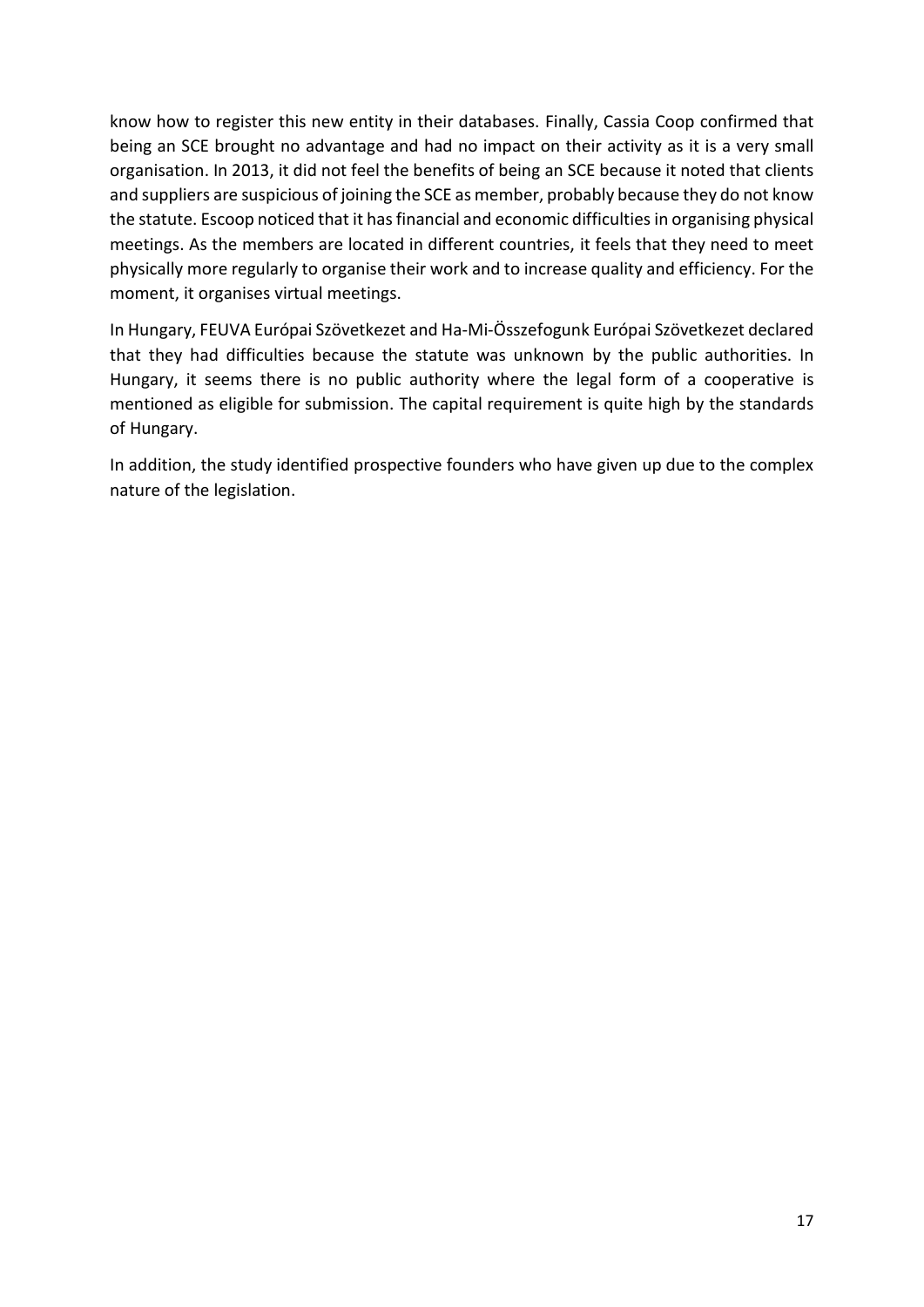know how to register this new entity in their databases. Finally, Cassia Coop confirmed that being an SCE brought no advantage and had no impact on their activity as it is a very small organisation. In 2013, it did not feel the benefits of being an SCE because it noted that clients and suppliers are suspicious of joining the SCE as member, probably because they do not know the statute. Escoop noticed that it has financial and economic difficulties in organising physical meetings. As the members are located in different countries, it feels that they need to meet physically more regularly to organise their work and to increase quality and efficiency. For the moment, it organises virtual meetings.

In Hungary, FEUVA Európai Szövetkezet and Ha-Mi-Összefogunk Európai Szövetkezet declared that they had difficulties because the statute was unknown by the public authorities. In Hungary, it seems there is no public authority where the legal form of a cooperative is mentioned as eligible for submission. The capital requirement is quite high by the standards of Hungary.

In addition, the study identified prospective founders who have given up due to the complex nature of the legislation.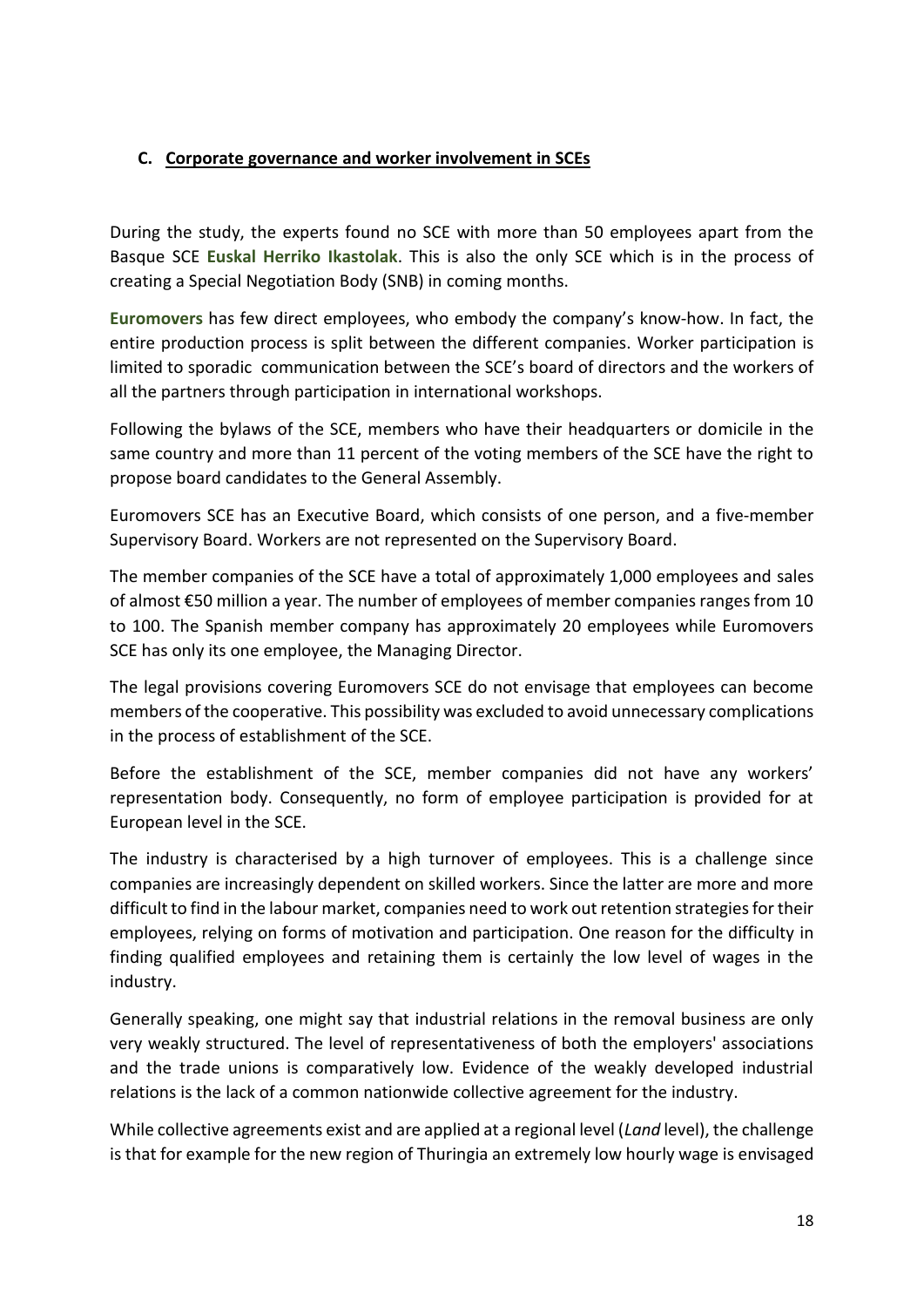### C. Corporate governance and worker involvement in SCEs

During the study, the experts found no SCE with more than 50 employees apart from the Basque SCE **Euskal Herriko Ikastolak**. This is also the only SCE which is in the process of creating a Special Negotiation Body (SNB) in coming months.

**Euromovers** has few direct employees, who embody the company's know-how. In fact, the entire production process is split between the different companies. Worker participation is limited to sporadic communication between the SCE's board of directors and the workers of all the partners through participation in international workshops.

Following the bylaws of the SCE, members who have their headquarters or domicile in the same country and more than 11 percent of the voting members of the SCE have the right to propose board candidates to the General Assembly.

Euromovers SCE has an Executive Board, which consists of one person, and a five-member Supervisory Board. Workers are not represented on the Supervisory Board.

The member companies of the SCE have a total of approximately 1,000 employees and sales of almost €50 million a year. The number of employees of member companies ranges from 10 to 100. The Spanish member company has approximately 20 employees while Euromovers SCE has only its one employee, the Managing Director.

The legal provisions covering Euromovers SCE do not envisage that employees can become members of the cooperative. This possibility was excluded to avoid unnecessary complications in the process of establishment of the SCE.

Before the establishment of the SCE, member companies did not have any workers' representation body. Consequently, no form of employee participation is provided for at European level in the SCE.

The industry is characterised by a high turnover of employees. This is a challenge since companies are increasingly dependent on skilled workers. Since the latter are more and more difficult to find in the labour market, companies need to work out retention strategies for their employees, relying on forms of motivation and participation. One reason for the difficulty in finding qualified employees and retaining them is certainly the low level of wages in the industry.

Generally speaking, one might say that industrial relations in the removal business are only very weakly structured. The level of representativeness of both the employers' associations and the trade unions is comparatively low. Evidence of the weakly developed industrial relations is the lack of a common nationwide collective agreement for the industry.

While collective agreements exist and are applied at a regional level (*Land* level), the challenge is that for example for the new region of Thuringia an extremely low hourly wage is envisaged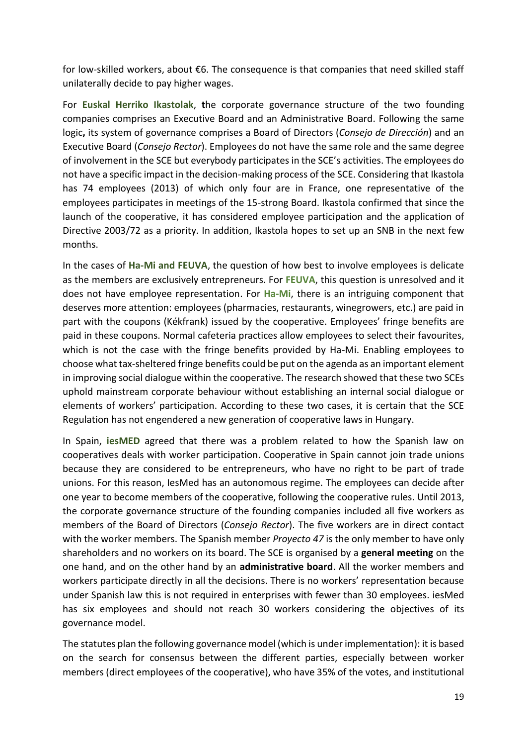for low-skilled workers, about €6. The consequence is that companies that need skilled staff unilaterally decide to pay higher wages.

For **Euskal Herriko Ikastolak**, **t**he corporate governance structure of the two founding companies comprises an Executive Board and an Administrative Board. Following the same logic**,** its system of governance comprises a Board of Directors (*Consejo de Dirección*) and an Executive Board (*Consejo Rector*). Employees do not have the same role and the same degree of involvement in the SCE but everybody participates in the SCE's activities. The employees do not have a specific impact in the decision-making process of the SCE. Considering that Ikastola has 74 employees (2013) of which only four are in France, one representative of the employees participates in meetings of the 15-strong Board. Ikastola confirmed that since the launch of the cooperative, it has considered employee participation and the application of Directive 2003/72 as a priority. In addition, Ikastola hopes to set up an SNB in the next few months.

In the cases of **Ha-Mi and FEUVA**, the question of how best to involve employees is delicate as the members are exclusively entrepreneurs. For **FEUVA**, this question is unresolved and it does not have employee representation. For **Ha-Mi**, there is an intriguing component that deserves more attention: employees (pharmacies, restaurants, winegrowers, etc.) are paid in part with the coupons (Kékfrank) issued by the cooperative. Employees' fringe benefits are paid in these coupons. Normal cafeteria practices allow employees to select their favourites, which is not the case with the fringe benefits provided by Ha-Mi. Enabling employees to choose what tax-sheltered fringe benefits could be put on the agenda as an important element in improving social dialogue within the cooperative. The research showed that these two SCEs uphold mainstream corporate behaviour without establishing an internal social dialogue or elements of workers' participation. According to these two cases, it is certain that the SCE Regulation has not engendered a new generation of cooperative laws in Hungary.

In Spain, **iesMED** agreed that there was a problem related to how the Spanish law on cooperatives deals with worker participation. Cooperative in Spain cannot join trade unions because they are considered to be entrepreneurs, who have no right to be part of trade unions. For this reason, IesMed has an autonomous regime. The employees can decide after one year to become members of the cooperative, following the cooperative rules. Until 2013, the corporate governance structure of the founding companies included all five workers as members of the Board of Directors (*Consejo Rector*). The five workers are in direct contact with the worker members. The Spanish member *Proyecto 47* is the only member to have only shareholders and no workers on its board. The SCE is organised by a **general meeting** on the one hand, and on the other hand by an **administrative board**. All the worker members and workers participate directly in all the decisions. There is no workers' representation because under Spanish law this is not required in enterprises with fewer than 30 employees. iesMed has six employees and should not reach 30 workers considering the objectives of its governance model.

The statutes plan the following governance model (which is under implementation): it is based on the search for consensus between the different parties, especially between worker members (direct employees of the cooperative), who have 35% of the votes, and institutional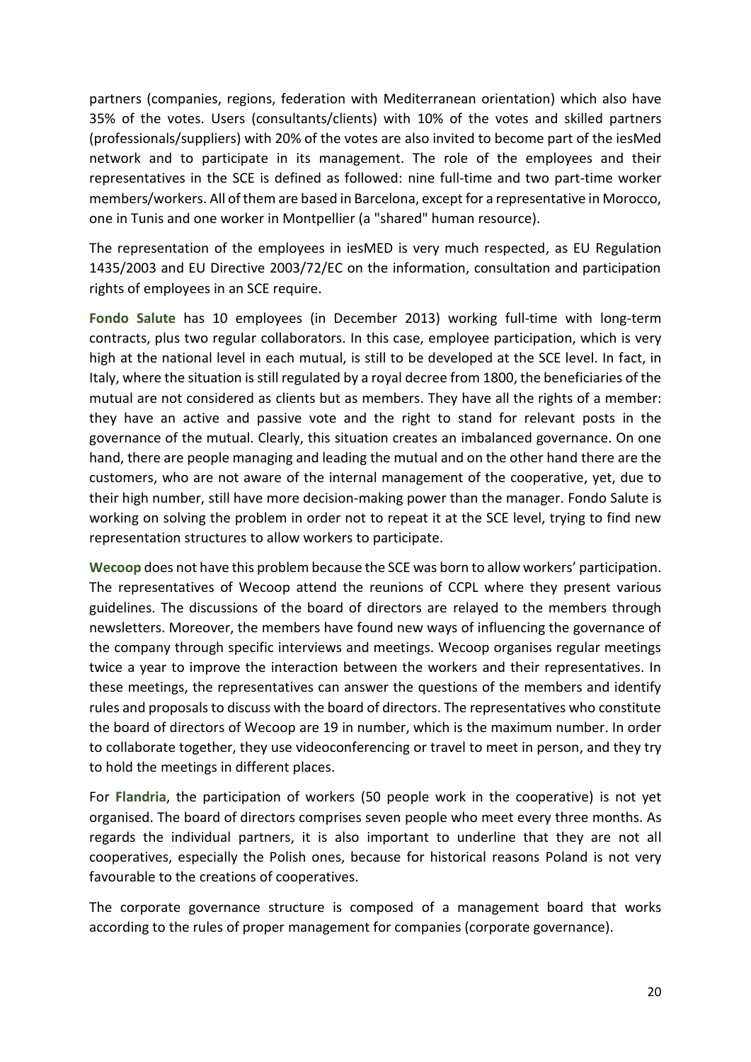partners (companies, regions, federation with Mediterranean orientation) which also have 35% of the votes. Users (consultants/clients) with 10% of the votes and skilled partners (professionals/suppliers) with 20% of the votes are also invited to become part of the iesMed network and to participate in its management. The role of the employees and their representatives in the SCE is defined as followed: nine full-time and two part-time worker members/workers. All of them are based in Barcelona, except for a representative in Morocco, one in Tunis and one worker in Montpellier (a "shared" human resource).

The representation of the employees in iesMED is very much respected, as EU Regulation 1435/2003 and EU Directive 2003/72/EC on the information, consultation and participation rights of employees in an SCE require.

**Fondo Salute** has 10 employees (in December 2013) working full-time with long-term contracts, plus two regular collaborators. In this case, employee participation, which is very high at the national level in each mutual, is still to be developed at the SCE level. In fact, in Italy, where the situation is still regulated by a royal decree from 1800, the beneficiaries of the mutual are not considered as clients but as members. They have all the rights of a member: they have an active and passive vote and the right to stand for relevant posts in the governance of the mutual. Clearly, this situation creates an imbalanced governance. On one hand, there are people managing and leading the mutual and on the other hand there are the customers, who are not aware of the internal management of the cooperative, yet, due to their high number, still have more decision-making power than the manager. Fondo Salute is working on solving the problem in order not to repeat it at the SCE level, trying to find new representation structures to allow workers to participate.

**Wecoop** does not have this problem because the SCE was born to allow workers' participation. The representatives of Wecoop attend the reunions of CCPL where they present various guidelines. The discussions of the board of directors are relayed to the members through newsletters. Moreover, the members have found new ways of influencing the governance of the company through specific interviews and meetings. Wecoop organises regular meetings twice a year to improve the interaction between the workers and their representatives. In these meetings, the representatives can answer the questions of the members and identify rules and proposals to discuss with the board of directors. The representatives who constitute the board of directors of Wecoop are 19 in number, which is the maximum number. In order to collaborate together, they use videoconferencing or travel to meet in person, and they try to hold the meetings in different places.

For **Flandria**, the participation of workers (50 people work in the cooperative) is not yet organised. The board of directors comprises seven people who meet every three months. As regards the individual partners, it is also important to underline that they are not all cooperatives, especially the Polish ones, because for historical reasons Poland is not very favourable to the creations of cooperatives.

The corporate governance structure is composed of a management board that works according to the rules of proper management for companies (corporate governance).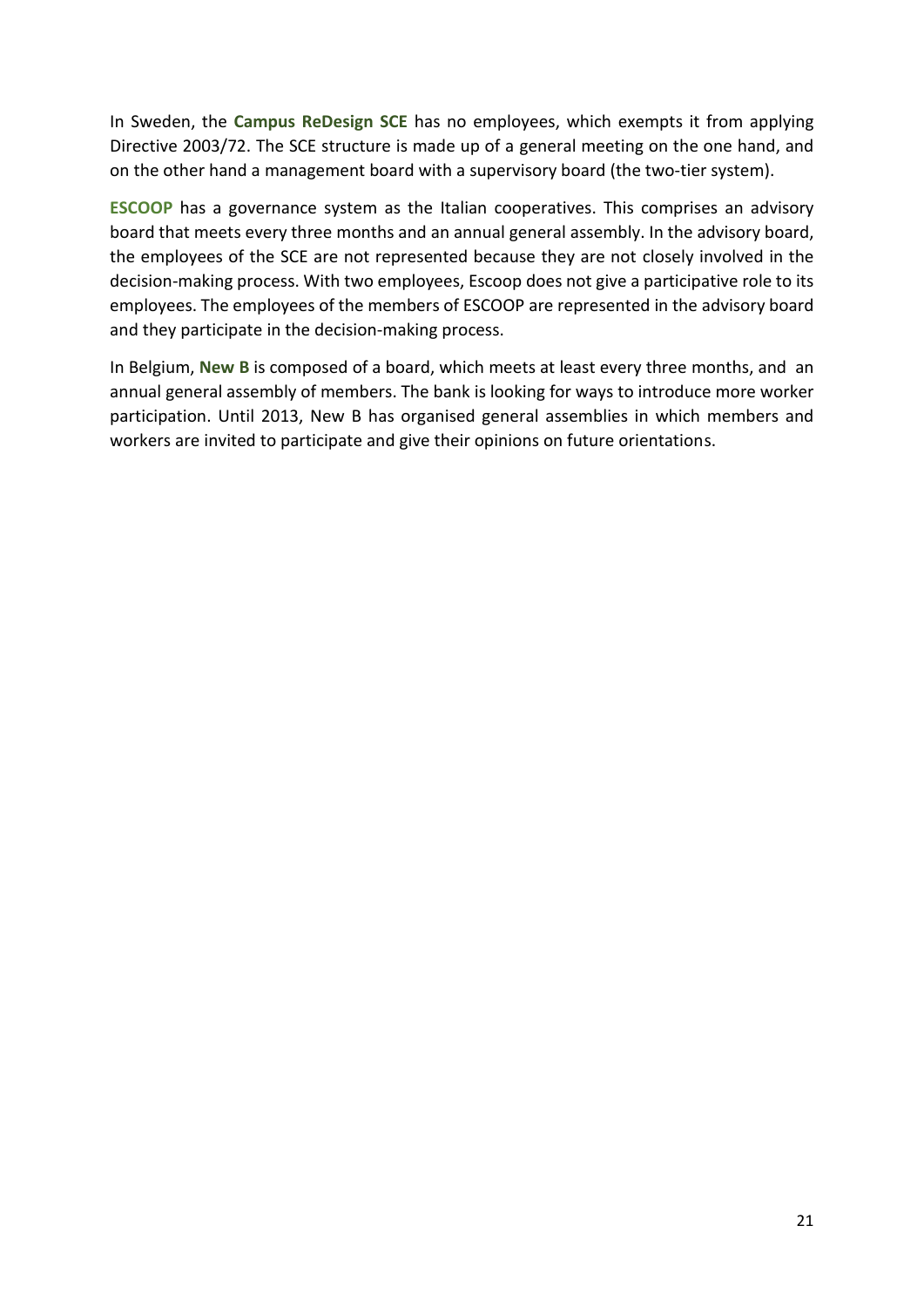In Sweden, the **Campus ReDesign SCE** has no employees, which exempts it from applying Directive 2003/72. The SCE structure is made up of a general meeting on the one hand, and on the other hand a management board with a supervisory board (the two-tier system).

**ESCOOP** has a governance system as the Italian cooperatives. This comprises an advisory board that meets every three months and an annual general assembly. In the advisory board, the employees of the SCE are not represented because they are not closely involved in the decision-making process. With two employees, Escoop does not give a participative role to its employees. The employees of the members of ESCOOP are represented in the advisory board and they participate in the decision-making process.

In Belgium, **New B** is composed of a board, which meets at least every three months, and an annual general assembly of members. The bank is looking for ways to introduce more worker participation. Until 2013, New B has organised general assemblies in which members and workers are invited to participate and give their opinions on future orientations.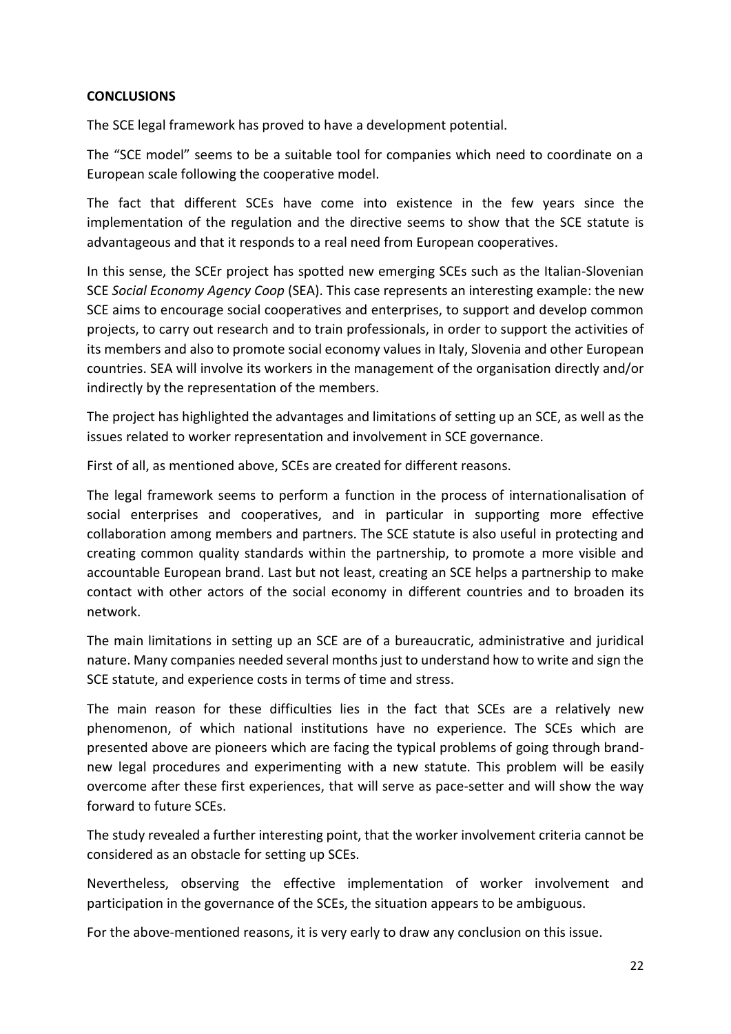## CONCLUSIONS

The SCE legal framework has proved to have a development potential.

The "SCE model" seems to be a suitable tool for companies which need to coordinate on a European scale following the cooperative model.

The fact that different SCEs have come into existence in the few years since the implementation of the regulation and the directive seems to show that the SCE statute is advantageous and that it responds to a real need from European cooperatives.

In this sense, the SCEr project has spotted new emerging SCEs such as the Italian-Slovenian SCE *Social Economy Agency Coop* (SEA). This case represents an interesting example: the new SCE aims to encourage social cooperatives and enterprises, to support and develop common projects, to carry out research and to train professionals, in order to support the activities of its members and also to promote social economy values in Italy, Slovenia and other European countries. SEA will involve its workers in the management of the organisation directly and/or indirectly by the representation of the members.

The project has highlighted the advantages and limitations of setting up an SCE, as well as the issues related to worker representation and involvement in SCE governance.

First of all, as mentioned above, SCEs are created for different reasons.

The legal framework seems to perform a function in the process of internationalisation of social enterprises and cooperatives, and in particular in supporting more effective collaboration among members and partners. The SCE statute is also useful in protecting and creating common quality standards within the partnership, to promote a more visible and accountable European brand. Last but not least, creating an SCE helps a partnership to make contact with other actors of the social economy in different countries and to broaden its network.

The main limitations in setting up an SCE are of a bureaucratic, administrative and juridical nature. Many companies needed several months just to understand how to write and sign the SCE statute, and experience costs in terms of time and stress.

The main reason for these difficulties lies in the fact that SCEs are a relatively new phenomenon, of which national institutions have no experience. The SCEs which are presented above are pioneers which are facing the typical problems of going through brand-new legal procedures and experimenting with a new statute. This problem will be easily overcome after these first experiences, that will serve as pace-setter and will show the way forward to future SCEs.

The study revealed a further interesting point, that the worker involvement criteria cannot be considered as an obstacle for setting up SCEs.

Nevertheless, observing the effective implementation of worker involvement and participation in the governance of the SCEs, the situation appears to be ambiguous.

For the above-mentioned reasons, it is very early to draw any conclusion on this issue.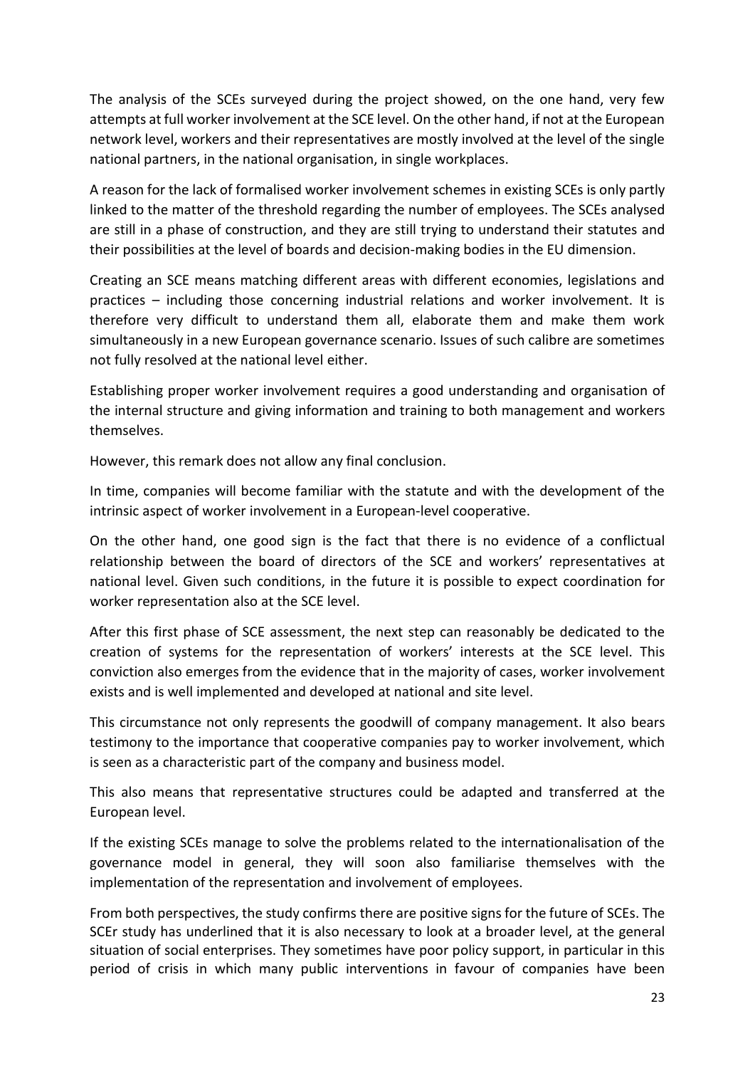The analysis of the SCEs surveyed during the project showed, on the one hand, very few attempts at full worker involvement at the SCE level. On the other hand, if not at the European network level, workers and their representatives are mostly involved at the level of the single national partners, in the national organisation, in single workplaces.

A reason for the lack of formalised worker involvement schemes in existing SCEs is only partly linked to the matter of the threshold regarding the number of employees. The SCEs analysed are still in a phase of construction, and they are still trying to understand their statutes and their possibilities at the level of boards and decision-making bodies in the EU dimension.

Creating an SCE means matching different areas with different economies, legislations and practices – including those concerning industrial relations and worker involvement. It is therefore very difficult to understand them all, elaborate them and make them work simultaneously in a new European governance scenario. Issues of such calibre are sometimes not fully resolved at the national level either.

Establishing proper worker involvement requires a good understanding and organisation of the internal structure and giving information and training to both management and workers themselves.

However, this remark does not allow any final conclusion.

In time, companies will become familiar with the statute and with the development of the intrinsic aspect of worker involvement in a European-level cooperative.

On the other hand, one good sign is the fact that there is no evidence of a conflictual relationship between the board of directors of the SCE and workers' representatives at national level. Given such conditions, in the future it is possible to expect coordination for worker representation also at the SCE level.

After this first phase of SCE assessment, the next step can reasonably be dedicated to the creation of systems for the representation of workers' interests at the SCE level. This conviction also emerges from the evidence that in the majority of cases, worker involvement exists and is well implemented and developed at national and site level.

This circumstance not only represents the goodwill of company management. It also bears testimony to the importance that cooperative companies pay to worker involvement, which is seen as a characteristic part of the company and business model.

This also means that representative structures could be adapted and transferred at the European level.

If the existing SCEs manage to solve the problems related to the internationalisation of the governance model in general, they will soon also familiarise themselves with the implementation of the representation and involvement of employees.

From both perspectives, the study confirms there are positive signs for the future of SCEs. The SCEr study has underlined that it is also necessary to look at a broader level, at the general situation of social enterprises. They sometimes have poor policy support, in particular in this period of crisis in which many public interventions in favour of companies have been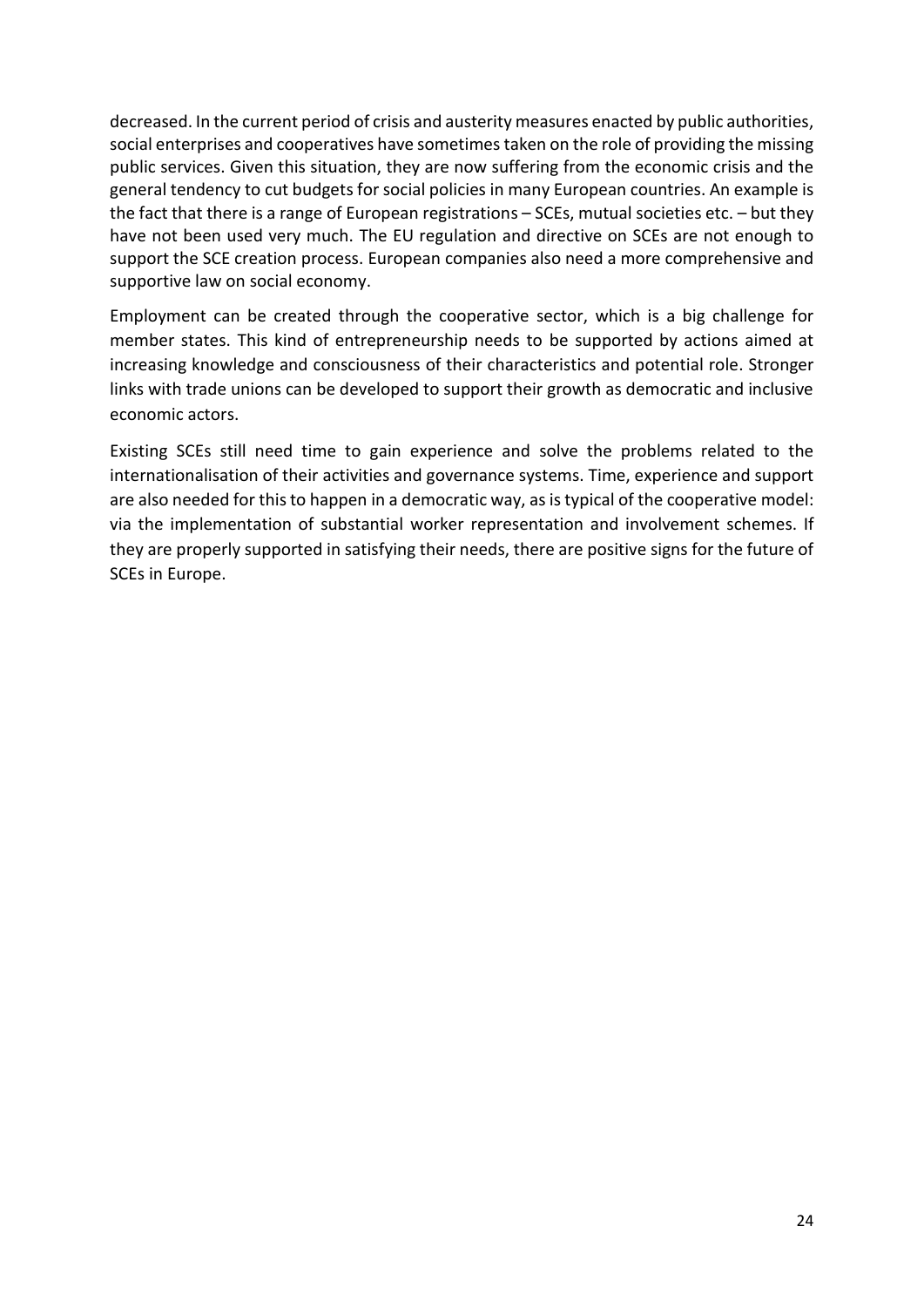decreased. In the current period of crisis and austerity measures enacted by public authorities, social enterprises and cooperatives have sometimes taken on the role of providing the missing public services. Given this situation, they are now suffering from the economic crisis and the general tendency to cut budgets for social policies in many European countries. An example is the fact that there is a range of European registrations – SCEs, mutual societies etc. – but they have not been used very much. The EU regulation and directive on SCEs are not enough to support the SCE creation process. European companies also need a more comprehensive and supportive law on social economy.

Employment can be created through the cooperative sector, which is a big challenge for member states. This kind of entrepreneurship needs to be supported by actions aimed at increasing knowledge and consciousness of their characteristics and potential role. Stronger links with trade unions can be developed to support their growth as democratic and inclusive economic actors.

Existing SCEs still need time to gain experience and solve the problems related to the internationalisation of their activities and governance systems. Time, experience and support are also needed for this to happen in a democratic way, as is typical of the cooperative model: via the implementation of substantial worker representation and involvement schemes. If they are properly supported in satisfying their needs, there are positive signs for the future of SCEs in Europe.